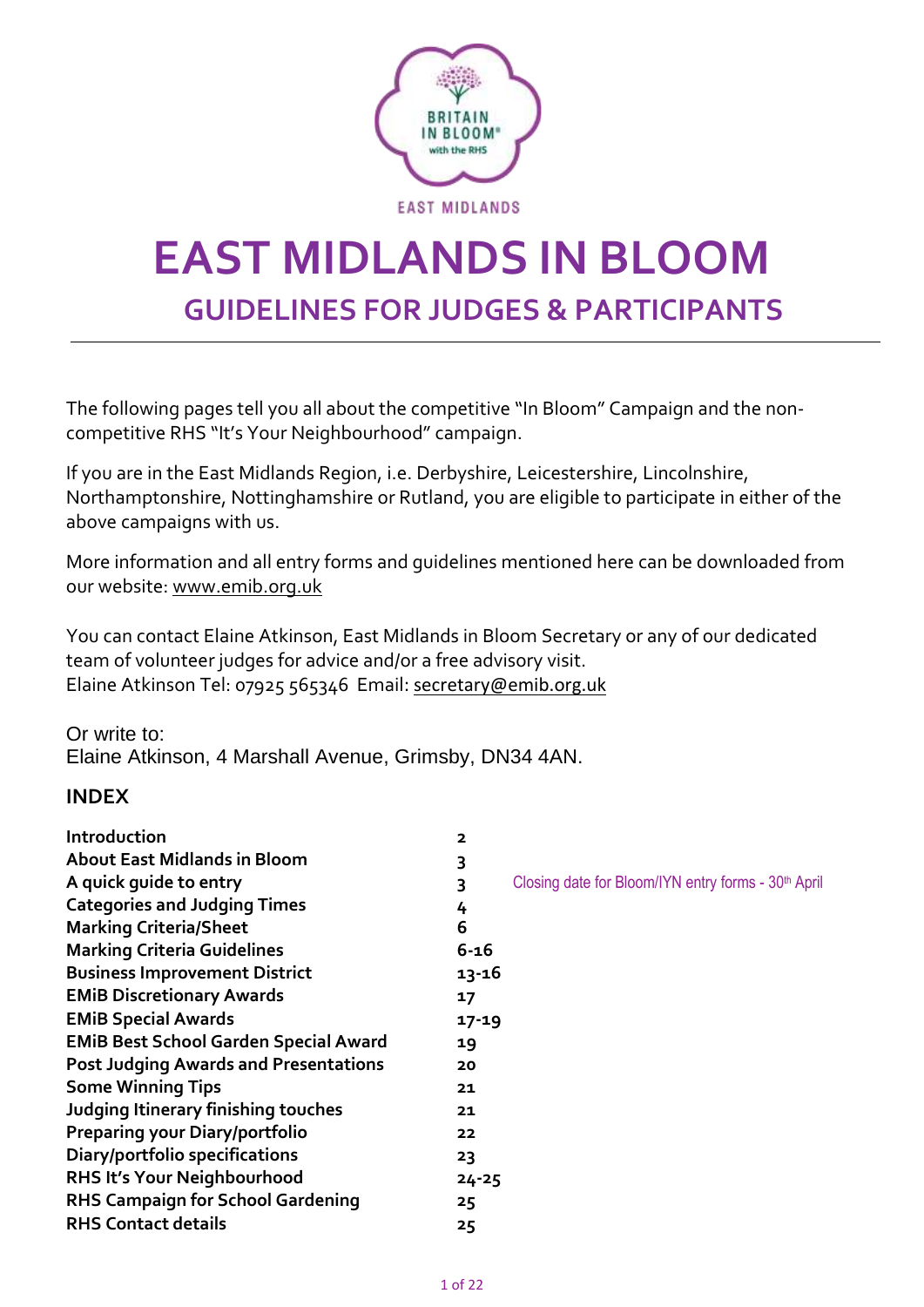BRITAIN IN BLOOM® with the RHS

EAST MIDLANDS

# EAST MIDLANDS IN BLOOM

## GUIDELINES FOR JUDGES & PARTICIPANTS

The following pages tell you all about the competitive "In Bloom" Campaign and the non-competitive RHS "It's Your Neighbourhood" campaign.

If you are in the East Midlands Region, i.e. Derbyshire, Leicestershire, Lincolnshire, Northamptonshire, Nottinghamshire or Rutland, you are eligible to participate in either of the above campaigns with us.

More information and all entry forms and guidelines mentioned here can be downloaded from our website: www.emib.org.uk

You can contact Elaine Atkinson, East Midlands in Bloom Secretary or any of our dedicated team of volunteer judges for advice and/or a free advisory visit.
Elaine Atkinson Tel: 07925 565346 Email: secretary@emib.org.uk

Or write to:
Elaine Atkinson, 4 Marshall Avenue, Grimsby, DN34 4AN.

### INDEX

| | |
|---|---|
| **Introduction** | **2** |
| **About East Midlands in Bloom** | **3** |
| **A quick guide to entry** | **3** |
| **Categories and Judging Times** | **4** |
| **Marking Criteria/Sheet** | **6** |
| **Marking Criteria Guidelines** | **6-16** |
| **Business Improvement District** | **13-16** |
| **EMiB Discretionary Awards** | **17** |
| **EMiB Special Awards** | **17-19** |
| **EMiB Best School Garden Special Award** | **19** |
| **Post Judging Awards and Presentations** | **20** |
| **Some Winning Tips** | **21** |
| **Judging Itinerary finishing touches** | **21** |
| **Preparing your Diary/portfolio** | **22** |
| **Diary/portfolio specifications** | **23** |
| **RHS It's Your Neighbourhood** | **24-25** |
| **RHS Campaign for School Gardening** | **25** |
| **RHS Contact details** | **25** |

Closing date for Bloom/IYN entry forms - 30th April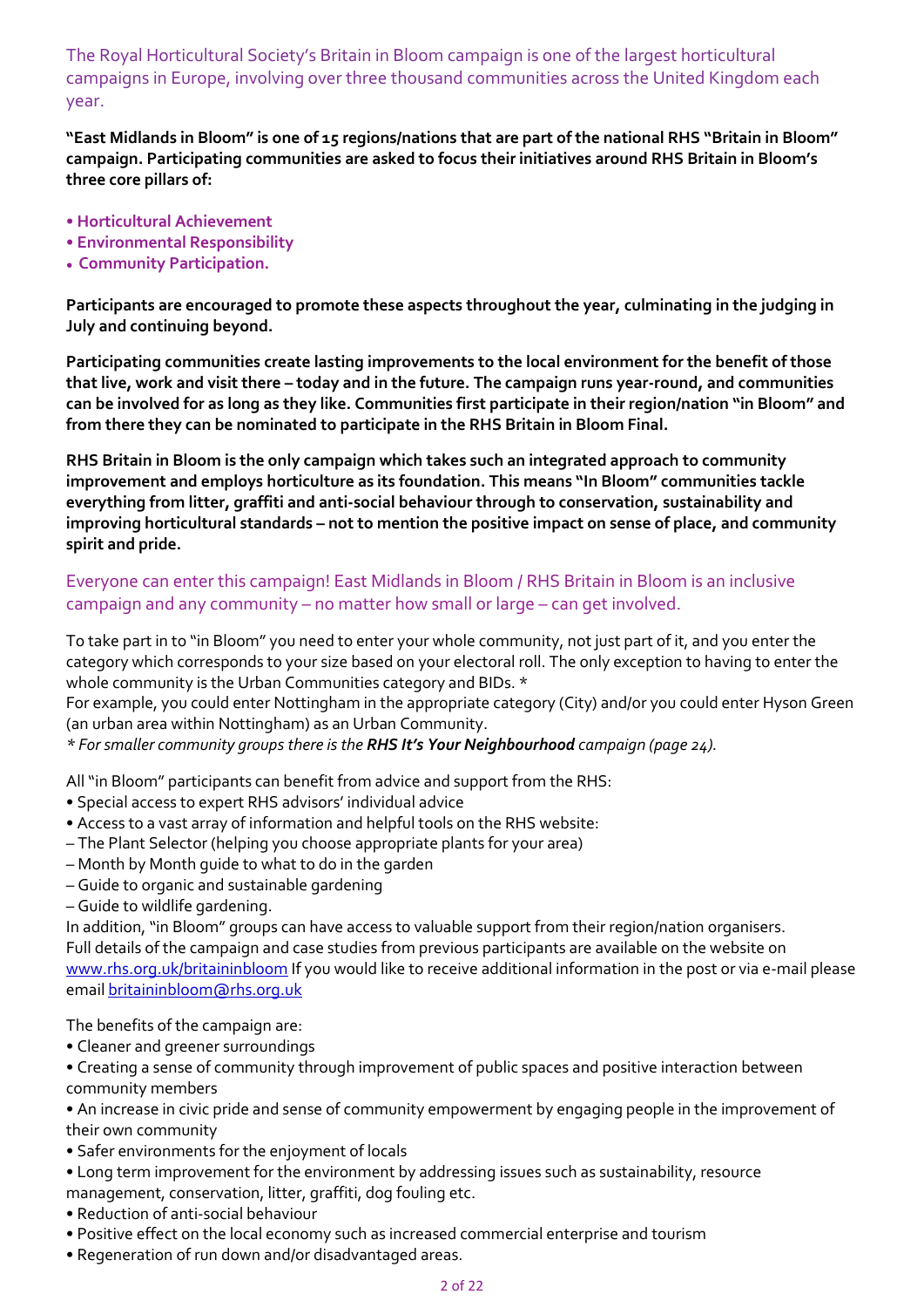The Royal Horticultural Society's Britain in Bloom campaign is one of the largest horticultural campaigns in Europe, involving over three thousand communities across the United Kingdom each year.

**"East Midlands in Bloom" is one of 15 regions/nations that are part of the national RHS "Britain in Bloom" campaign. Participating communities are asked to focus their initiatives around RHS Britain in Bloom's three core pillars of:**

- **Horticultural Achievement**
- **Environmental Responsibility**
- **Community Participation.**

**Participants are encouraged to promote these aspects throughout the year, culminating in the judging in July and continuing beyond.**

**Participating communities create lasting improvements to the local environment for the benefit of those that live, work and visit there – today and in the future. The campaign runs year-round, and communities can be involved for as long as they like. Communities first participate in their region/nation "in Bloom" and from there they can be nominated to participate in the RHS Britain in Bloom Final.**

**RHS Britain in Bloom is the only campaign which takes such an integrated approach to community improvement and employs horticulture as its foundation. This means "In Bloom" communities tackle everything from litter, graffiti and anti-social behaviour through to conservation, sustainability and improving horticultural standards – not to mention the positive impact on sense of place, and community spirit and pride.**

Everyone can enter this campaign! East Midlands in Bloom / RHS Britain in Bloom is an inclusive campaign and any community – no matter how small or large – can get involved.

To take part in to "in Bloom" you need to enter your whole community, not just part of it, and you enter the category which corresponds to your size based on your electoral roll. The only exception to having to enter the whole community is the Urban Communities category and BIDs. *
For example, you could enter Nottingham in the appropriate category (City) and/or you could enter Hyson Green (an urban area within Nottingham) as an Urban Community.
*\* For smaller community groups there is the **RHS It's Your Neighbourhood** campaign (page 24).*

All "in Bloom" participants can benefit from advice and support from the RHS:
- Special access to expert RHS advisors' individual advice
- Access to a vast array of information and helpful tools on the RHS website:
  – The Plant Selector (helping you choose appropriate plants for your area)
  – Month by Month guide to what to do in the garden
  – Guide to organic and sustainable gardening
  – Guide to wildlife gardening.

In addition, "in Bloom" groups can have access to valuable support from their region/nation organisers.
Full details of the campaign and case studies from previous participants are available on the website on www.rhs.org.uk/britaininbloom If you would like to receive additional information in the post or via e-mail please email britaininbloom@rhs.org.uk

The benefits of the campaign are:
- Cleaner and greener surroundings
- Creating a sense of community through improvement of public spaces and positive interaction between community members
- An increase in civic pride and sense of community empowerment by engaging people in the improvement of their own community
- Safer environments for the enjoyment of locals
- Long term improvement for the environment by addressing issues such as sustainability, resource management, conservation, litter, graffiti, dog fouling etc.
- Reduction of anti-social behaviour
- Positive effect on the local economy such as increased commercial enterprise and tourism
- Regeneration of run down and/or disadvantaged areas.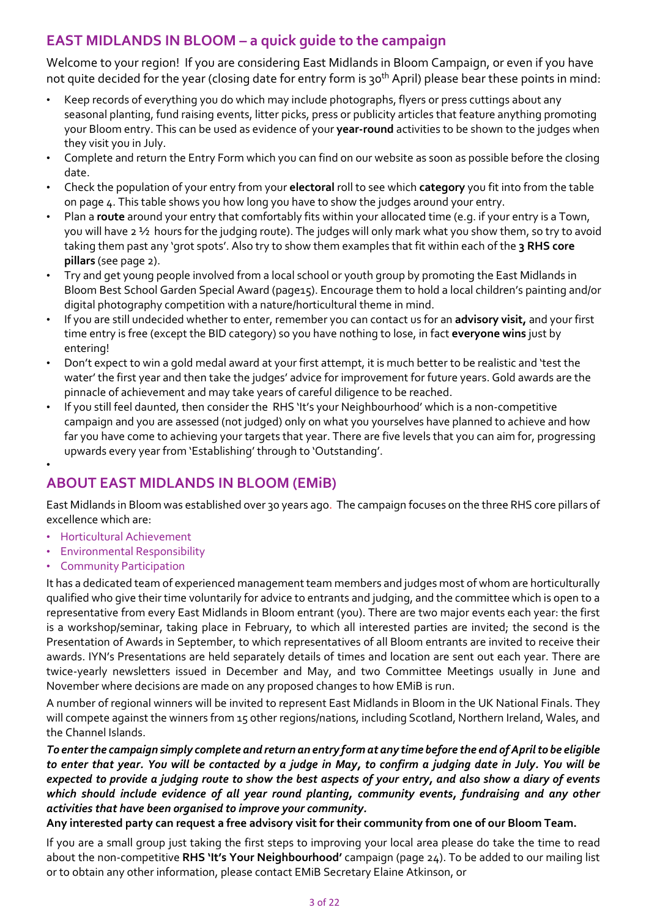## EAST MIDLANDS IN BLOOM – a quick guide to the campaign

Welcome to your region! If you are considering East Midlands in Bloom Campaign, or even if you have not quite decided for the year (closing date for entry form is 30th April) please bear these points in mind:

- Keep records of everything you do which may include photographs, flyers or press cuttings about any seasonal planting, fund raising events, litter picks, press or publicity articles that feature anything promoting your Bloom entry. This can be used as evidence of your **year-round** activities to be shown to the judges when they visit you in July.
- Complete and return the Entry Form which you can find on our website as soon as possible before the closing date.
- Check the population of your entry from your **electoral** roll to see which **category** you fit into from the table on page 4. This table shows you how long you have to show the judges around your entry.
- Plan a **route** around your entry that comfortably fits within your allocated time (e.g. if your entry is a Town, you will have 2 ½ hours for the judging route). The judges will only mark what you show them, so try to avoid taking them past any 'grot spots'. Also try to show them examples that fit within each of the **3 RHS core pillars** (see page 2).
- Try and get young people involved from a local school or youth group by promoting the East Midlands in Bloom Best School Garden Special Award (page15). Encourage them to hold a local children's painting and/or digital photography competition with a nature/horticultural theme in mind.
- If you are still undecided whether to enter, remember you can contact us for an **advisory visit,** and your first time entry is free (except the BID category) so you have nothing to lose, in fact **everyone wins** just by entering!
- Don't expect to win a gold medal award at your first attempt, it is much better to be realistic and 'test the water' the first year and then take the judges' advice for improvement for future years. Gold awards are the pinnacle of achievement and may take years of careful diligence to be reached.
- If you still feel daunted, then consider the RHS 'It's your Neighbourhood' which is a non-competitive campaign and you are assessed (not judged) only on what you yourselves have planned to achieve and how far you have come to achieving your targets that year. There are five levels that you can aim for, progressing upwards every year from 'Establishing' through to 'Outstanding'.

## ABOUT EAST MIDLANDS IN BLOOM (EMiB)

East Midlands in Bloom was established over 30 years ago. The campaign focuses on the three RHS core pillars of excellence which are:

- Horticultural Achievement
- Environmental Responsibility
- Community Participation

It has a dedicated team of experienced management team members and judges most of whom are horticulturally qualified who give their time voluntarily for advice to entrants and judging, and the committee which is open to a representative from every East Midlands in Bloom entrant (you). There are two major events each year: the first is a workshop/seminar, taking place in February, to which all interested parties are invited; the second is the Presentation of Awards in September, to which representatives of all Bloom entrants are invited to receive their awards. IYN's Presentations are held separately details of times and location are sent out each year. There are twice-yearly newsletters issued in December and May, and two Committee Meetings usually in June and November where decisions are made on any proposed changes to how EMiB is run.

A number of regional winners will be invited to represent East Midlands in Bloom in the UK National Finals. They will compete against the winners from 15 other regions/nations, including Scotland, Northern Ireland, Wales, and the Channel Islands.

***To enter the campaign simply complete and return an entry form at any time before the end of April to be eligible to enter that year. You will be contacted by a judge in May, to confirm a judging date in July. You will be expected to provide a judging route to show the best aspects of your entry, and also show a diary of events which should include evidence of all year round planting, community events, fundraising and any other activities that have been organised to improve your community.***

**Any interested party can request a free advisory visit for their community from one of our Bloom Team.**

If you are a small group just taking the first steps to improving your local area please do take the time to read about the non-competitive **RHS 'It's Your Neighbourhood'** campaign (page 24). To be added to our mailing list or to obtain any other information, please contact EMiB Secretary Elaine Atkinson, or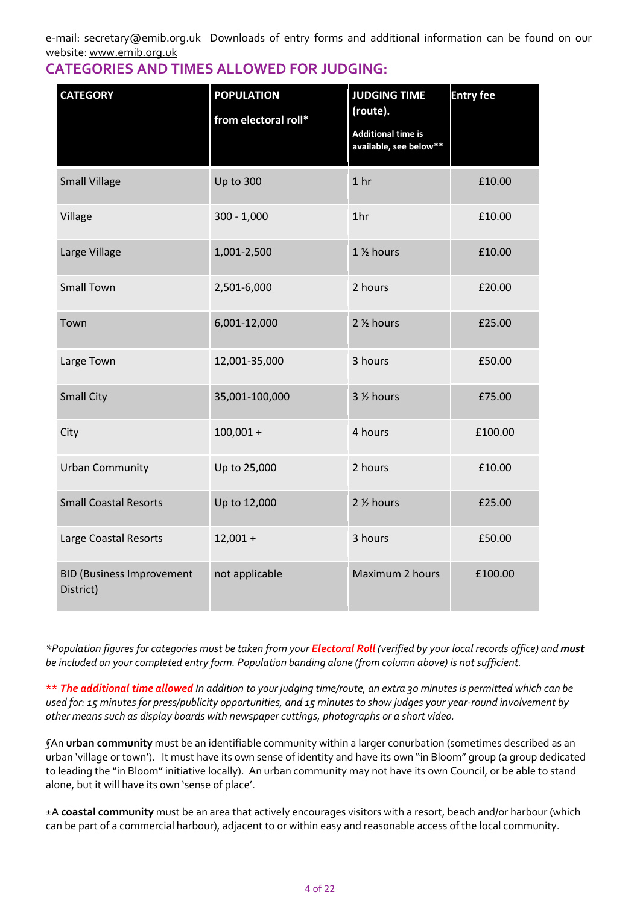e-mail: secretary@emib.org.uk Downloads of entry forms and additional information can be found on our website: www.emib.org.uk

## CATEGORIES AND TIMES ALLOWED FOR JUDGING:

| CATEGORY | POPULATION from electoral roll* | JUDGING TIME (route). Additional time is available, see below** | Entry fee |
|---|---|---|---|
| Small Village | Up to 300 | 1 hr | £10.00 |
| Village | 300 - 1,000 | 1hr | £10.00 |
| Large Village | 1,001-2,500 | 1 ½ hours | £10.00 |
| Small Town | 2,501-6,000 | 2 hours | £20.00 |
| Town | 6,001-12,000 | 2 ½ hours | £25.00 |
| Large Town | 12,001-35,000 | 3 hours | £50.00 |
| Small City | 35,001-100,000 | 3 ½ hours | £75.00 |
| City | 100,001 + | 4 hours | £100.00 |
| Urban Community | Up to 25,000 | 2 hours | £10.00 |
| Small Coastal Resorts | Up to 12,000 | 2 ½ hours | £25.00 |
| Large Coastal Resorts | 12,001 + | 3 hours | £50.00 |
| BID (Business Improvement District) | not applicable | Maximum 2 hours | £100.00 |

*\*Population figures for categories must be taken from your **Electoral Roll** (verified by your local records office) and **must** be included on your completed entry form. Population banding alone (from column above) is not sufficient.*

***\*\* The additional time allowed** In addition to your judging time/route, an extra 30 minutes is permitted which can be used for: 15 minutes for press/publicity opportunities, and 15 minutes to show judges your year-round involvement by other means such as display boards with newspaper cuttings, photographs or a short video.*

§An **urban community** must be an identifiable community within a larger conurbation (sometimes described as an urban 'village or town'). It must have its own sense of identity and have its own "in Bloom" group (a group dedicated to leading the "in Bloom" initiative locally). An urban community may not have its own Council, or be able to stand alone, but it will have its own 'sense of place'.

±A **coastal community** must be an area that actively encourages visitors with a resort, beach and/or harbour (which can be part of a commercial harbour), adjacent to or within easy and reasonable access of the local community.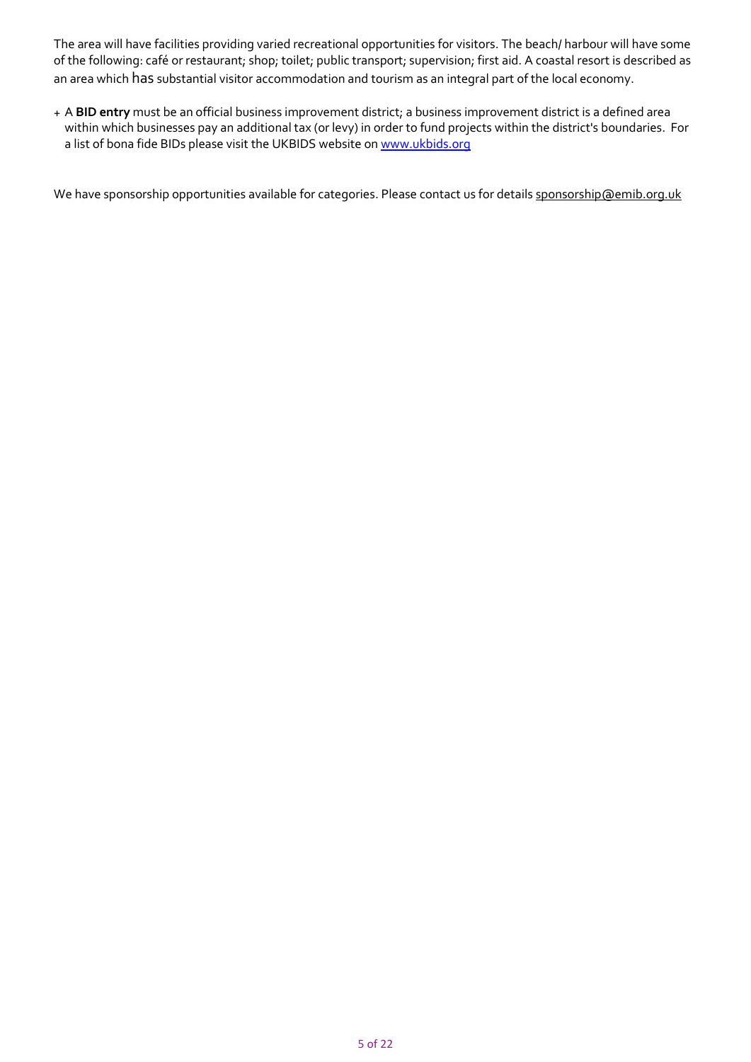The area will have facilities providing varied recreational opportunities for visitors. The beach/ harbour will have some of the following: café or restaurant; shop; toilet; public transport; supervision; first aid. A coastal resort is described as an area which has substantial visitor accommodation and tourism as an integral part of the local economy.

+ A **BID entry** must be an official business improvement district; a business improvement district is a defined area within which businesses pay an additional tax (or levy) in order to fund projects within the district's boundaries. For a list of bona fide BIDs please visit the UKBIDS website on www.ukbids.org

We have sponsorship opportunities available for categories. Please contact us for details sponsorship@emib.org.uk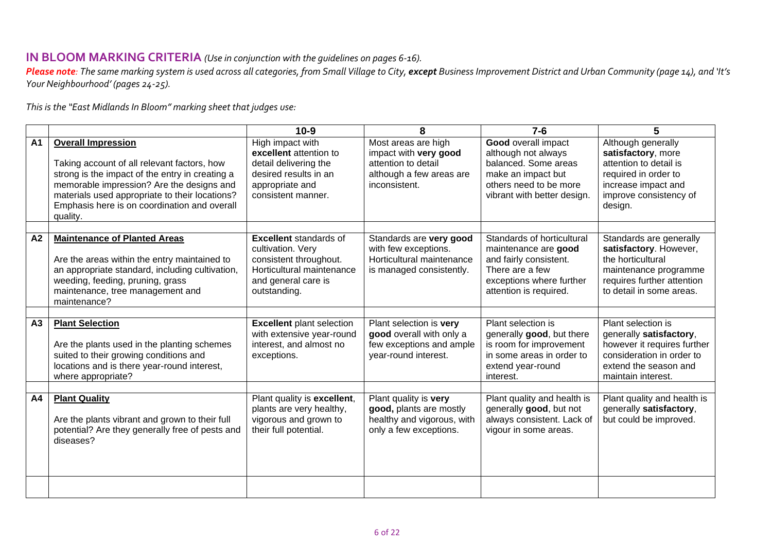## IN BLOOM MARKING CRITERIA *(Use in conjunction with the guidelines on pages 6-16).*

***Please note**: The same marking system is used across all categories, from Small Village to City, **except** Business Improvement District and Urban Community (page 14), and 'It's Your Neighbourhood' (pages 24-25).*

*This is the "East Midlands In Bloom" marking sheet that judges use:*

| | | 10-9 | 8 | 7-6 | 5 |
|---|---|---|---|---|---|
| **A1** | **Overall Impression**<br><br>Taking account of all relevant factors, how strong is the impact of the entry in creating a memorable impression? Are the designs and materials used appropriate to their locations? Emphasis here is on coordination and overall quality. | High impact with **excellent** attention to detail delivering the desired results in an appropriate and consistent manner. | Most areas are high impact with **very good** attention to detail although a few areas are inconsistent. | **Good** overall impact although not always balanced. Some areas make an impact but others need to be more vibrant with better design. | Although generally **satisfactory**, more attention to detail is required in order to increase impact and improve consistency of design. |
| | | | | | |
| **A2** | **Maintenance of Planted Areas**<br><br>Are the areas within the entry maintained to an appropriate standard, including cultivation, weeding, feeding, pruning, grass maintenance, tree management and maintenance? | **Excellent** standards of cultivation. Very consistent throughout. Horticultural maintenance and general care is outstanding. | Standards are **very good** with few exceptions. Horticultural maintenance is managed consistently. | Standards of horticultural maintenance are **good** and fairly consistent. There are a few exceptions where further attention is required. | Standards are generally **satisfactory**. However, the horticultural maintenance programme requires further attention to detail in some areas. |
| | | | | | |
| **A3** | **Plant Selection**<br><br>Are the plants used in the planting schemes suited to their growing conditions and locations and is there year-round interest, where appropriate? | **Excellent** plant selection with extensive year-round interest, and almost no exceptions. | Plant selection is **very good** overall with only a few exceptions and ample year-round interest. | Plant selection is generally **good**, but there is room for improvement in some areas in order to extend year-round interest. | Plant selection is generally **satisfactory**, however it requires further consideration in order to extend the season and maintain interest. |
| | | | | | |
| **A4** | **Plant Quality**<br><br>Are the plants vibrant and grown to their full potential? Are they generally free of pests and diseases? | Plant quality is **excellent**, plants are very healthy, vigorous and grown to their full potential. | Plant quality is **very good,** plants are mostly healthy and vigorous, with only a few exceptions. | Plant quality and health is generally **good**, but not always consistent. Lack of vigour in some areas. | Plant quality and health is generally **satisfactory**, but could be improved. |
| | | | | | |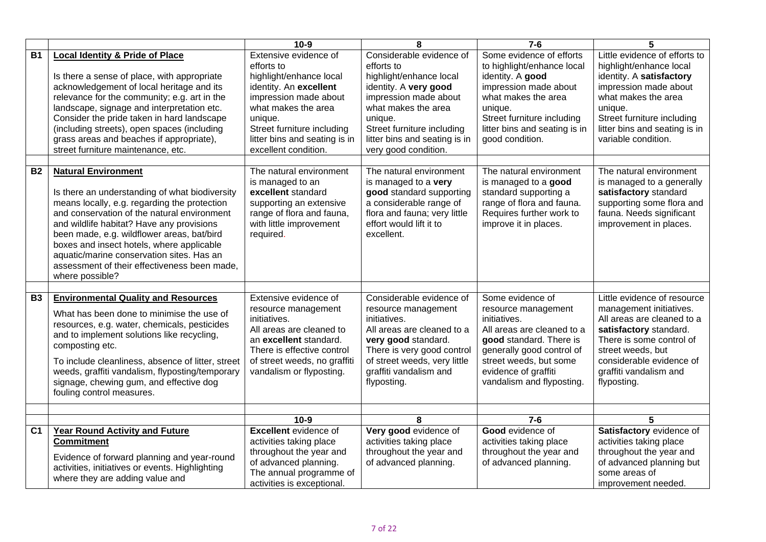| | | 10-9 | 8 | 7-6 | 5 |
|---|---|---|---|---|---|
| **B1** | **Local Identity & Pride of Place**<br><br>Is there a sense of place, with appropriate acknowledgement of local heritage and its relevance for the community; e.g. art in the landscape, signage and interpretation etc. Consider the pride taken in hard landscape (including streets), open spaces (including grass areas and beaches if appropriate), street furniture maintenance, etc. | Extensive evidence of efforts to highlight/enhance local identity. An **excellent** impression made about what makes the area unique.<br>Street furniture including litter bins and seating is in excellent condition. | Considerable evidence of efforts to highlight/enhance local identity. A **very good** impression made about what makes the area unique.<br>Street furniture including litter bins and seating is in very good condition. | Some evidence of efforts to highlight/enhance local identity. A **good** impression made about what makes the area unique.<br>Street furniture including litter bins and seating is in good condition. | Little evidence of efforts to highlight/enhance local identity. A **satisfactory** impression made about what makes the area unique.<br>Street furniture including litter bins and seating is in variable condition. |
| | | | | | |
| **B2** | **Natural Environment**<br><br>Is there an understanding of what biodiversity means locally, e.g. regarding the protection and conservation of the natural environment and wildlife habitat? Have any provisions been made, e.g. wildflower areas, bat/bird boxes and insect hotels, where applicable aquatic/marine conservation sites. Has an assessment of their effectiveness been made, where possible? | The natural environment is managed to an **excellent** standard supporting an extensive range of flora and fauna, with little improvement required. | The natural environment is managed to a **very good** standard supporting a considerable range of flora and fauna; very little effort would lift it to excellent. | The natural environment is managed to a **good** standard supporting a range of flora and fauna. Requires further work to improve it in places. | The natural environment is managed to a generally **satisfactory** standard supporting some flora and fauna. Needs significant improvement in places. |
| | | | | | |
| **B3** | **Environmental Quality and Resources**<br><br>What has been done to minimise the use of resources, e.g. water, chemicals, pesticides and to implement solutions like recycling, composting etc.<br><br>To include cleanliness, absence of litter, street weeds, graffiti vandalism, flyposting/temporary signage, chewing gum, and effective dog fouling control measures. | Extensive evidence of resource management initiatives.<br>All areas are cleaned to an **excellent** standard. There is effective control of street weeds, no graffiti vandalism or flyposting. | Considerable evidence of resource management initiatives.<br>All areas are cleaned to a **very good** standard. There is very good control of street weeds, very little graffiti vandalism and flyposting. | Some evidence of resource management initiatives.<br>All areas are cleaned to a **good** standard. There is generally good control of street weeds, but some evidence of graffiti vandalism and flyposting. | Little evidence of resource management initiatives.<br>All areas are cleaned to a **satisfactory** standard. There is some control of street weeds, but considerable evidence of graffiti vandalism and flyposting. |
| | | | | | |
| | | **10-9** | **8** | **7-6** | **5** |
| **C1** | **Year Round Activity and Future Commitment**<br><br>Evidence of forward planning and year-round activities, initiatives or events. Highlighting where they are adding value and | **Excellent** evidence of activities taking place throughout the year and of advanced planning. The annual programme of activities is exceptional. | **Very good** evidence of activities taking place throughout the year and of advanced planning. | **Good** evidence of activities taking place throughout the year and of advanced planning. | **Satisfactory** evidence of activities taking place throughout the year and of advanced planning but some areas of improvement needed. |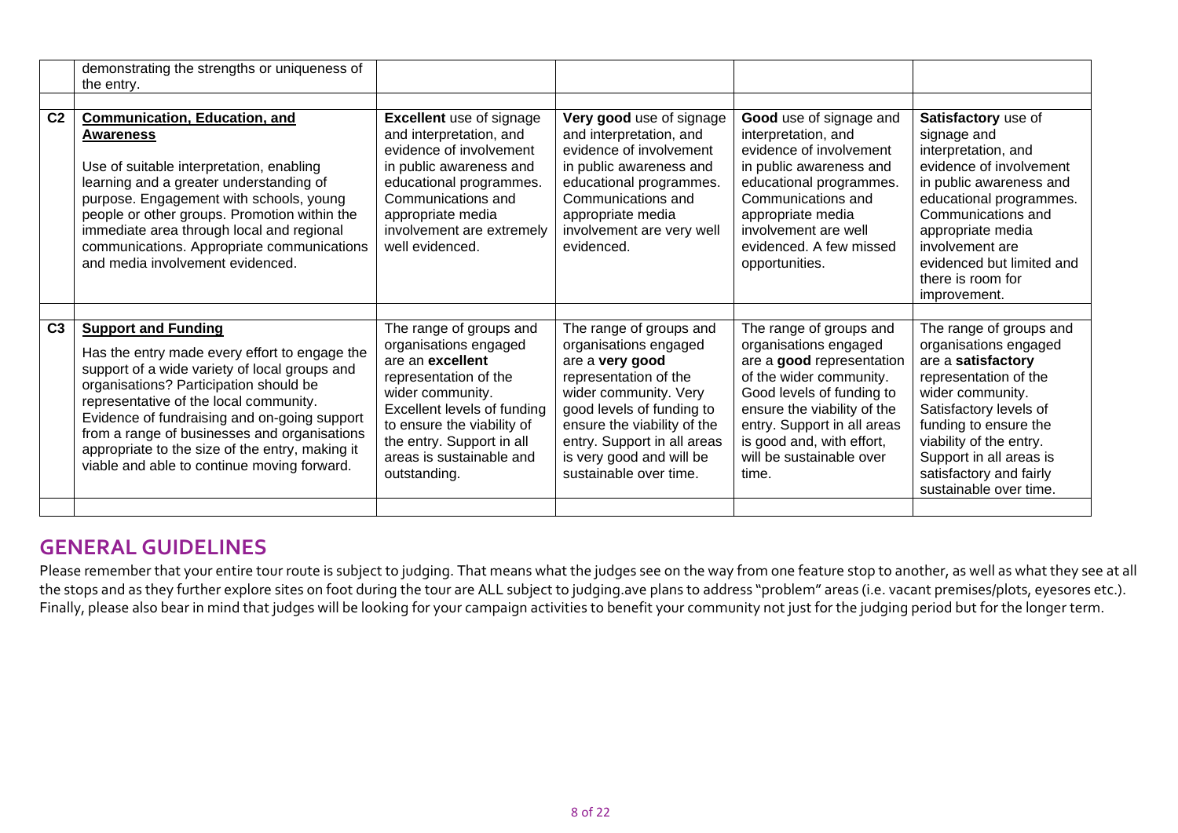| | | | | | |
|---|---|---|---|---|---|
| | demonstrating the strengths or uniqueness of the entry. | | | | |
| **C2** | **Communication, Education, and Awareness**<br><br>Use of suitable interpretation, enabling learning and a greater understanding of purpose. Engagement with schools, young people or other groups. Promotion within the immediate area through local and regional communications. Appropriate communications and media involvement evidenced. | **Excellent** use of signage and interpretation, and evidence of involvement in public awareness and educational programmes. Communications and appropriate media involvement are extremely well evidenced. | **Very good** use of signage and interpretation, and evidence of involvement in public awareness and educational programmes. Communications and appropriate media involvement are very well evidenced. | **Good** use of signage and interpretation, and evidence of involvement in public awareness and educational programmes. Communications and appropriate media involvement are well evidenced. A few missed opportunities. | **Satisfactory** use of signage and interpretation, and evidence of involvement in public awareness and educational programmes. Communications and appropriate media involvement are evidenced but limited and there is room for improvement. |
| **C3** | **Support and Funding**<br><br>Has the entry made every effort to engage the support of a wide variety of local groups and organisations? Participation should be representative of the local community. Evidence of fundraising and on-going support from a range of businesses and organisations appropriate to the size of the entry, making it viable and able to continue moving forward. | The range of groups and organisations engaged are an **excellent** representation of the wider community. Excellent levels of funding to ensure the viability of the entry. Support in all areas is sustainable and outstanding. | The range of groups and organisations engaged are a **very good** representation of the wider community. Very good levels of funding to ensure the viability of the entry. Support in all areas is very good and will be sustainable over time. | The range of groups and organisations engaged are a **good** representation of the wider community. Good levels of funding to ensure the viability of the entry. Support in all areas is good and, with effort, will be sustainable over time. | The range of groups and organisations engaged are a **satisfactory** representation of the wider community. Satisfactory levels of funding to ensure the viability of the entry. Support in all areas is satisfactory and fairly sustainable over time. |

## GENERAL GUIDELINES

Please remember that your entire tour route is subject to judging. That means what the judges see on the way from one feature stop to another, as well as what they see at all the stops and as they further explore sites on foot during the tour are ALL subject to judging.ave plans to address "problem" areas (i.e. vacant premises/plots, eyesores etc.). Finally, please also bear in mind that judges will be looking for your campaign activities to benefit your community not just for the judging period but for the longer term.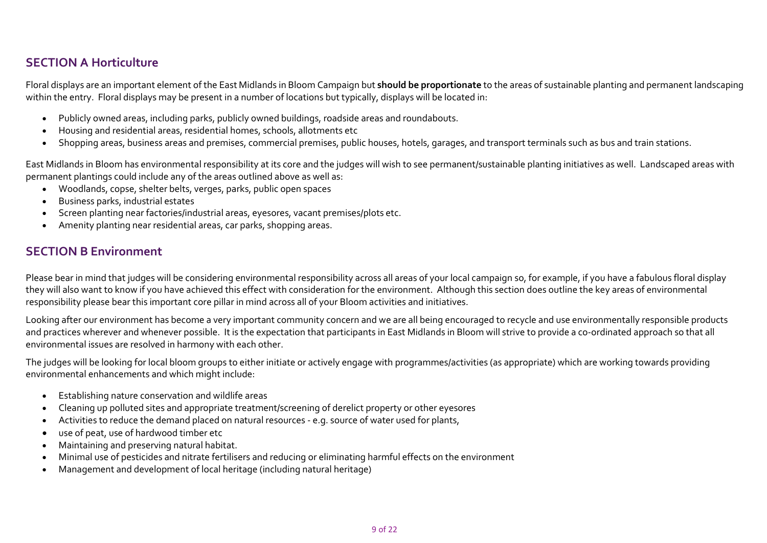## SECTION A Horticulture

Floral displays are an important element of the East Midlands in Bloom Campaign but **should be proportionate** to the areas of sustainable planting and permanent landscaping within the entry. Floral displays may be present in a number of locations but typically, displays will be located in:

- Publicly owned areas, including parks, publicly owned buildings, roadside areas and roundabouts.
- Housing and residential areas, residential homes, schools, allotments etc
- Shopping areas, business areas and premises, commercial premises, public houses, hotels, garages, and transport terminals such as bus and train stations.

East Midlands in Bloom has environmental responsibility at its core and the judges will wish to see permanent/sustainable planting initiatives as well. Landscaped areas with permanent plantings could include any of the areas outlined above as well as:

- Woodlands, copse, shelter belts, verges, parks, public open spaces
- Business parks, industrial estates
- Screen planting near factories/industrial areas, eyesores, vacant premises/plots etc.
- Amenity planting near residential areas, car parks, shopping areas.

## SECTION B Environment

Please bear in mind that judges will be considering environmental responsibility across all areas of your local campaign so, for example, if you have a fabulous floral display they will also want to know if you have achieved this effect with consideration for the environment. Although this section does outline the key areas of environmental responsibility please bear this important core pillar in mind across all of your Bloom activities and initiatives.

Looking after our environment has become a very important community concern and we are all being encouraged to recycle and use environmentally responsible products and practices wherever and whenever possible. It is the expectation that participants in East Midlands in Bloom will strive to provide a co-ordinated approach so that all environmental issues are resolved in harmony with each other.

The judges will be looking for local bloom groups to either initiate or actively engage with programmes/activities (as appropriate) which are working towards providing environmental enhancements and which might include:

- Establishing nature conservation and wildlife areas
- Cleaning up polluted sites and appropriate treatment/screening of derelict property or other eyesores
- Activities to reduce the demand placed on natural resources - e.g. source of water used for plants,
- use of peat, use of hardwood timber etc
- Maintaining and preserving natural habitat.
- Minimal use of pesticides and nitrate fertilisers and reducing or eliminating harmful effects on the environment
- Management and development of local heritage (including natural heritage)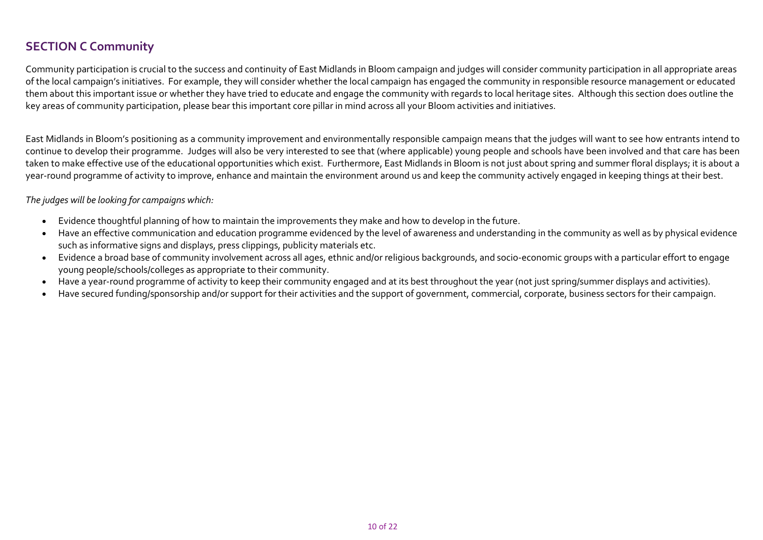## SECTION C Community

Community participation is crucial to the success and continuity of East Midlands in Bloom campaign and judges will consider community participation in all appropriate areas of the local campaign's initiatives. For example, they will consider whether the local campaign has engaged the community in responsible resource management or educated them about this important issue or whether they have tried to educate and engage the community with regards to local heritage sites. Although this section does outline the key areas of community participation, please bear this important core pillar in mind across all your Bloom activities and initiatives.

East Midlands in Bloom's positioning as a community improvement and environmentally responsible campaign means that the judges will want to see how entrants intend to continue to develop their programme. Judges will also be very interested to see that (where applicable) young people and schools have been involved and that care has been taken to make effective use of the educational opportunities which exist. Furthermore, East Midlands in Bloom is not just about spring and summer floral displays; it is about a year-round programme of activity to improve, enhance and maintain the environment around us and keep the community actively engaged in keeping things at their best.

*The judges will be looking for campaigns which:*

- Evidence thoughtful planning of how to maintain the improvements they make and how to develop in the future.
- Have an effective communication and education programme evidenced by the level of awareness and understanding in the community as well as by physical evidence such as informative signs and displays, press clippings, publicity materials etc.
- Evidence a broad base of community involvement across all ages, ethnic and/or religious backgrounds, and socio-economic groups with a particular effort to engage young people/schools/colleges as appropriate to their community.
- Have a year-round programme of activity to keep their community engaged and at its best throughout the year (not just spring/summer displays and activities).
- Have secured funding/sponsorship and/or support for their activities and the support of government, commercial, corporate, business sectors for their campaign.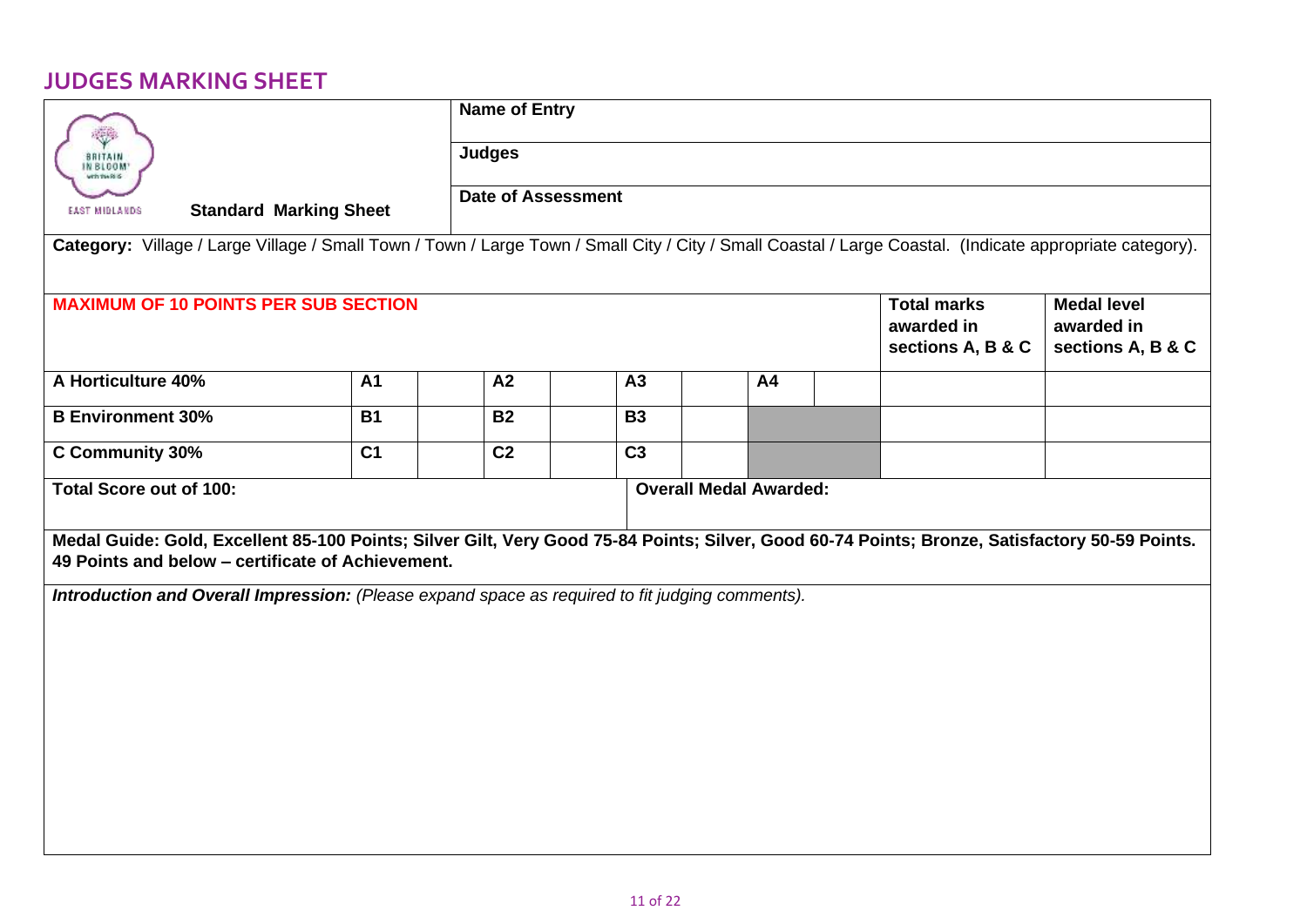## JUDGES MARKING SHEET

| | | |
|---|---|---|
| BRITAIN IN BLOOM EAST MIDLANDS **Standard Marking Sheet** | **Name of Entry** | |
| | **Judges** | |
| | **Date of Assessment** | |

**Category:** Village / Large Village / Small Town / Town / Large Town / Small City / City / Small Coastal / Large Coastal. (Indicate appropriate category).

| **MAXIMUM OF 10 POINTS PER SUB SECTION** | | | | | | | | | **Total marks awarded in sections A, B & C** | **Medal level awarded in sections A, B & C** |
|---|---|---|---|---|---|---|---|---|---|---|
| **A Horticulture 40%** | **A1** | | **A2** | | **A3** | | **A4** | | | |
| **B Environment 30%** | **B1** | | **B2** | | **B3** | | | | | |
| **C Community 30%** | **C1** | | **C2** | | **C3** | | | | | |
| **Total Score out of 100:** | | | | | **Overall Medal Awarded:** | | | | | |

**Medal Guide: Gold, Excellent 85-100 Points; Silver Gilt, Very Good 75-84 Points; Silver, Good 60-74 Points; Bronze, Satisfactory 50-59 Points. 49 Points and below – certificate of Achievement.**

***Introduction and Overall Impression:*** *(Please expand space as required to fit judging comments).*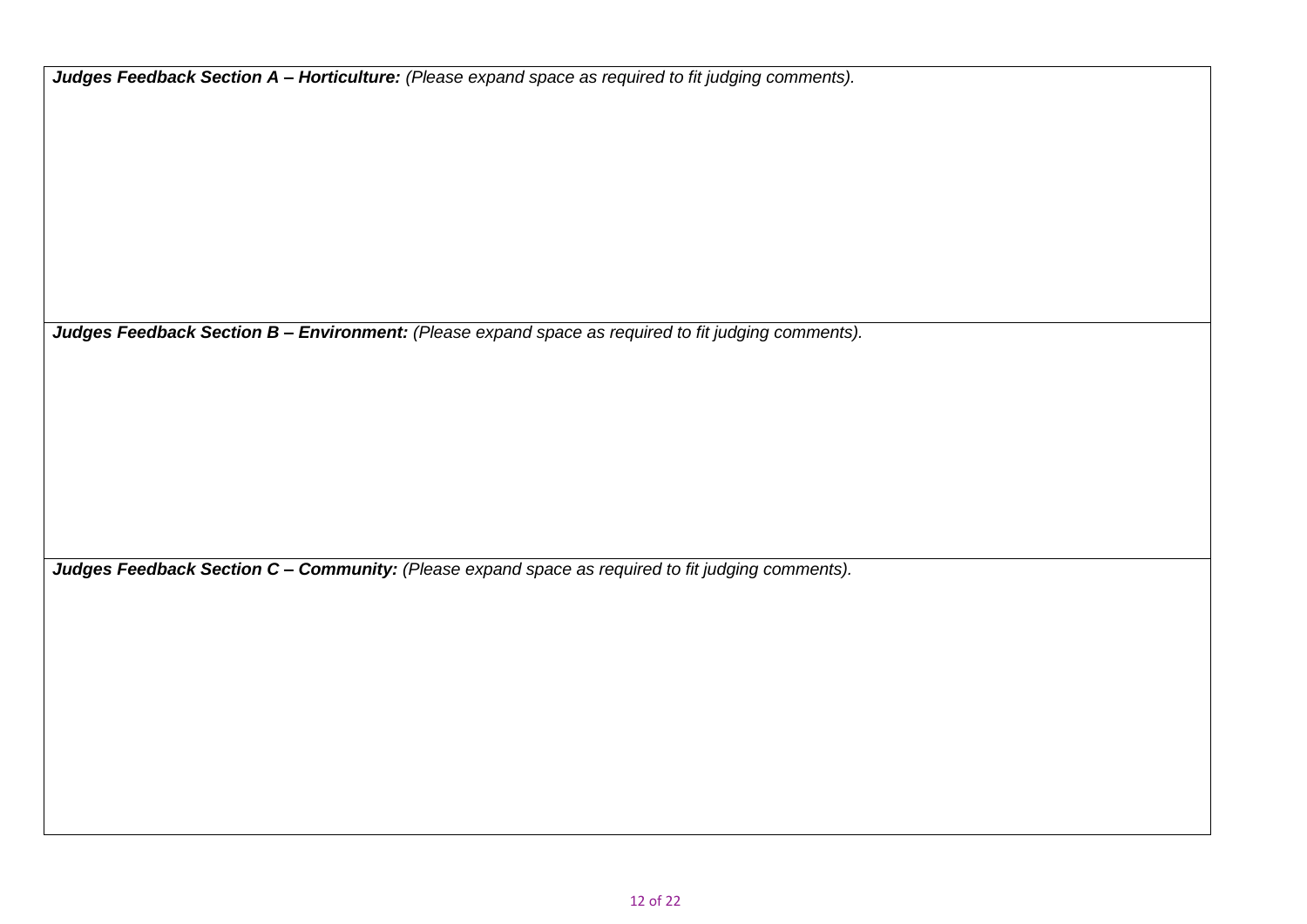***Judges Feedback Section A – Horticulture:*** *(Please expand space as required to fit judging comments).*

***Judges Feedback Section B – Environment:*** *(Please expand space as required to fit judging comments).*

***Judges Feedback Section C – Community:*** *(Please expand space as required to fit judging comments).*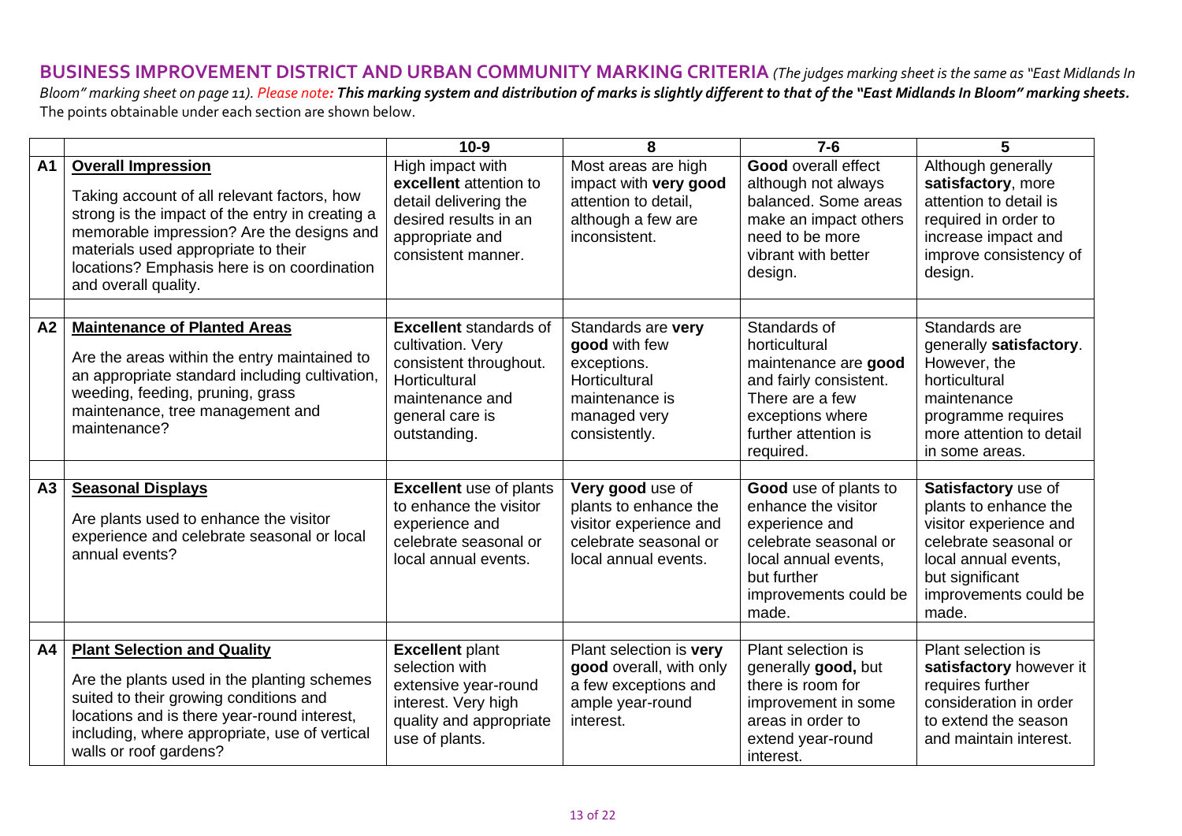## BUSINESS IMPROVEMENT DISTRICT AND URBAN COMMUNITY MARKING CRITERIA

*(The judges marking sheet is the same as "East Midlands In Bloom" marking sheet on page 11). Please note:* ***This marking system and distribution of marks is slightly different to that of the "East Midlands In Bloom" marking sheets.*** The points obtainable under each section are shown below.

| | | 10-9 | 8 | 7-6 | 5 |
|---|---|---|---|---|---|
| **A1** | **Overall Impression**<br><br>Taking account of all relevant factors, how strong is the impact of the entry in creating a memorable impression? Are the designs and materials used appropriate to their locations? Emphasis here is on coordination and overall quality. | High impact with **excellent** attention to detail delivering the desired results in an appropriate and consistent manner. | Most areas are high impact with **very good** attention to detail, although a few are inconsistent. | **Good** overall effect although not always balanced. Some areas make an impact others need to be more vibrant with better design. | Although generally **satisfactory**, more attention to detail is required in order to increase impact and improve consistency of design. |
| **A2** | **Maintenance of Planted Areas**<br><br>Are the areas within the entry maintained to an appropriate standard including cultivation, weeding, feeding, pruning, grass maintenance, tree management and maintenance? | **Excellent** standards of cultivation. Very consistent throughout. Horticultural maintenance and general care is outstanding. | Standards are **very good** with few exceptions. Horticultural maintenance is managed very consistently. | Standards of horticultural maintenance are **good** and fairly consistent. There are a few exceptions where further attention is required. | Standards are generally **satisfactory**. However, the horticultural maintenance programme requires more attention to detail in some areas. |
| **A3** | **Seasonal Displays**<br><br>Are plants used to enhance the visitor experience and celebrate seasonal or local annual events? | **Excellent** use of plants to enhance the visitor experience and celebrate seasonal or local annual events. | **Very good** use of plants to enhance the visitor experience and celebrate seasonal or local annual events. | **Good** use of plants to enhance the visitor experience and celebrate seasonal or local annual events, but further improvements could be made. | **Satisfactory** use of plants to enhance the visitor experience and celebrate seasonal or local annual events, but significant improvements could be made. |
| **A4** | **Plant Selection and Quality**<br><br>Are the plants used in the planting schemes suited to their growing conditions and locations and is there year-round interest, including, where appropriate, use of vertical walls or roof gardens? | **Excellent** plant selection with extensive year-round interest. Very high quality and appropriate use of plants. | Plant selection is **very good** overall, with only a few exceptions and ample year-round interest. | Plant selection is generally **good,** but there is room for improvement in some areas in order to extend year-round interest. | Plant selection is **satisfactory** however it requires further consideration in order to extend the season and maintain interest. |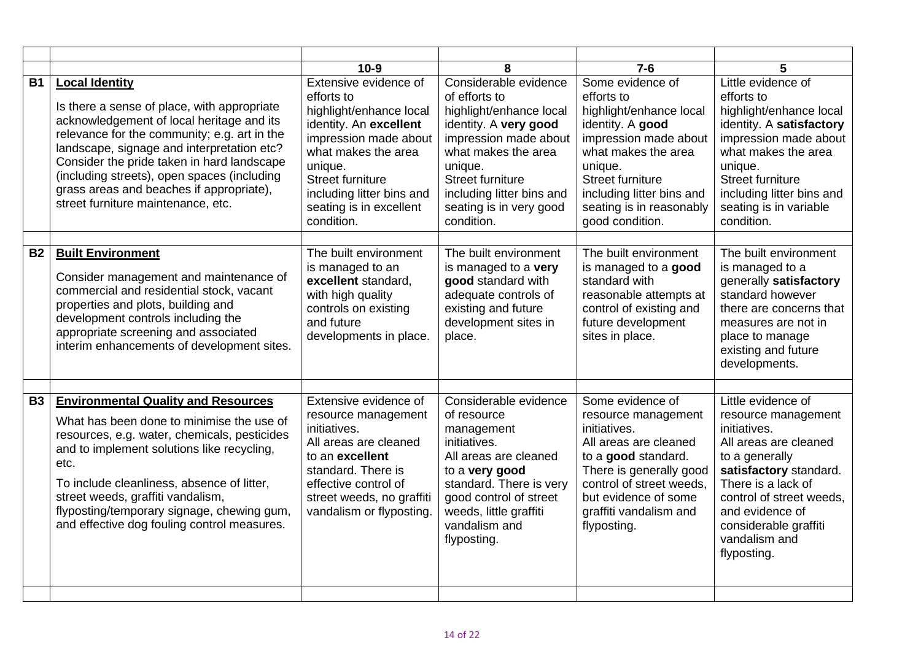| | | 10-9 | 8 | 7-6 | 5 |
|---|---|---|---|---|---|
| **B1** | **Local Identity**<br><br>Is there a sense of place, with appropriate acknowledgement of local heritage and its relevance for the community; e.g. art in the landscape, signage and interpretation etc? Consider the pride taken in hard landscape (including streets), open spaces (including grass areas and beaches if appropriate), street furniture maintenance, etc. | Extensive evidence of efforts to highlight/enhance local identity. An **excellent** impression made about what makes the area unique.<br>Street furniture including litter bins and seating is in excellent condition. | Considerable evidence of efforts to highlight/enhance local identity. A **very good** impression made about what makes the area unique.<br>Street furniture including litter bins and seating is in very good condition. | Some evidence of efforts to highlight/enhance local identity. A **good** impression made about what makes the area unique.<br>Street furniture including litter bins and seating is in reasonably good condition. | Little evidence of efforts to highlight/enhance local identity. A **satisfactory** impression made about what makes the area unique.<br>Street furniture including litter bins and seating is in variable condition. |
| **B2** | **Built Environment**<br><br>Consider management and maintenance of commercial and residential stock, vacant properties and plots, building and development controls including the appropriate screening and associated interim enhancements of development sites. | The built environment is managed to an **excellent** standard, with high quality controls on existing and future developments in place. | The built environment is managed to a **very good** standard with adequate controls of existing and future development sites in place. | The built environment is managed to a **good** standard with reasonable attempts at control of existing and future development sites in place. | The built environment is managed to a generally **satisfactory** standard however there are concerns that measures are not in place to manage existing and future developments. |
| **B3** | **Environmental Quality and Resources**<br><br>What has been done to minimise the use of resources, e.g. water, chemicals, pesticides and to implement solutions like recycling, etc.<br><br>To include cleanliness, absence of litter, street weeds, graffiti vandalism, flyposting/temporary signage, chewing gum, and effective dog fouling control measures. | Extensive evidence of resource management initiatives.<br>All areas are cleaned to an **excellent** standard. There is effective control of street weeds, no graffiti vandalism or flyposting. | Considerable evidence of resource management initiatives.<br>All areas are cleaned to a **very good** standard. There is very good control of street weeds, little graffiti vandalism and flyposting. | Some evidence of resource management initiatives.<br>All areas are cleaned to a **good** standard. There is generally good control of street weeds, but evidence of some graffiti vandalism and flyposting. | Little evidence of resource management initiatives.<br>All areas are cleaned to a generally **satisfactory** standard. There is a lack of control of street weeds, and evidence of considerable graffiti vandalism and flyposting. |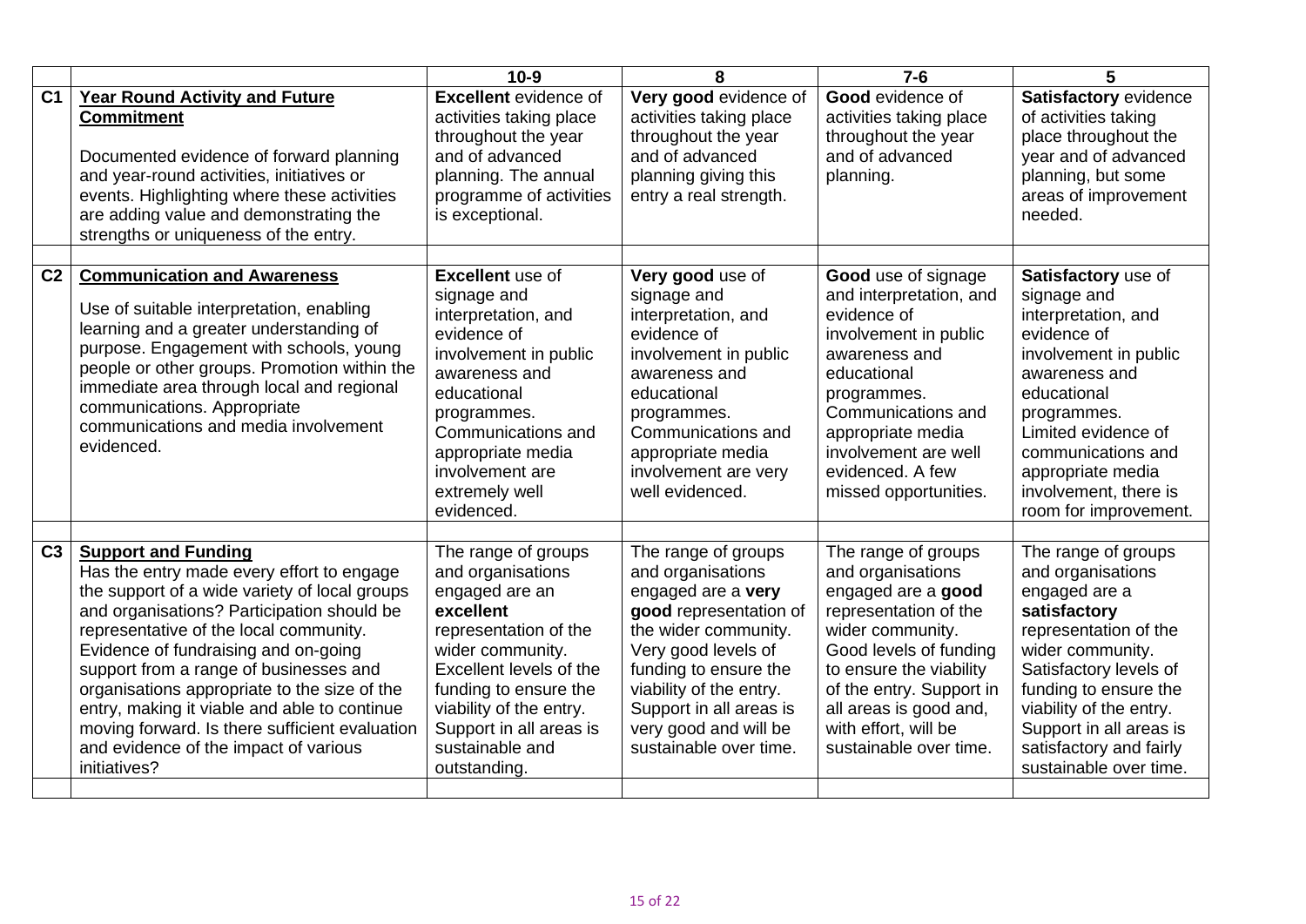| | | 10-9 | 8 | 7-6 | 5 |
|---|---|---|---|---|---|
| C1 | **Year Round Activity and Future Commitment**<br><br>Documented evidence of forward planning and year-round activities, initiatives or events. Highlighting where these activities are adding value and demonstrating the strengths or uniqueness of the entry. | **Excellent** evidence of activities taking place throughout the year and of advanced planning. The annual programme of activities is exceptional. | **Very good** evidence of activities taking place throughout the year and of advanced planning giving this entry a real strength. | **Good** evidence of activities taking place throughout the year and of advanced planning. | **Satisfactory** evidence of activities taking place throughout the year and of advanced planning, but some areas of improvement needed. |
| | | | | | |
| C2 | **Communication and Awareness**<br><br>Use of suitable interpretation, enabling learning and a greater understanding of purpose. Engagement with schools, young people or other groups. Promotion within the immediate area through local and regional communications. Appropriate communications and media involvement evidenced. | **Excellent** use of signage and interpretation, and evidence of involvement in public awareness and educational programmes. Communications and appropriate media involvement are extremely well evidenced. | **Very good** use of signage and interpretation, and evidence of involvement in public awareness and educational programmes. Communications and appropriate media involvement are very well evidenced. | **Good** use of signage and interpretation, and evidence of involvement in public awareness and educational programmes. Communications and appropriate media involvement are well evidenced. A few missed opportunities. | **Satisfactory** use of signage and interpretation, and evidence of involvement in public awareness and educational programmes. Limited evidence of communications and appropriate media involvement, there is room for improvement. |
| | | | | | |
| C3 | **Support and Funding**<br>Has the entry made every effort to engage the support of a wide variety of local groups and organisations? Participation should be representative of the local community. Evidence of fundraising and on-going support from a range of businesses and organisations appropriate to the size of the entry, making it viable and able to continue moving forward. Is there sufficient evaluation and evidence of the impact of various initiatives? | The range of groups and organisations engaged are an **excellent** representation of the wider community. Excellent levels of the funding to ensure the viability of the entry. Support in all areas is sustainable and outstanding. | The range of groups and organisations engaged are a **very good** representation of the wider community. Very good levels of funding to ensure the viability of the entry. Support in all areas is very good and will be sustainable over time. | The range of groups and organisations engaged are a **good** representation of the wider community. Good levels of funding to ensure the viability of the entry. Support in all areas is good and, with effort, will be sustainable over time. | The range of groups and organisations engaged are a **satisfactory** representation of the wider community. Satisfactory levels of funding to ensure the viability of the entry. Support in all areas is satisfactory and fairly sustainable over time. |
| | | | | | |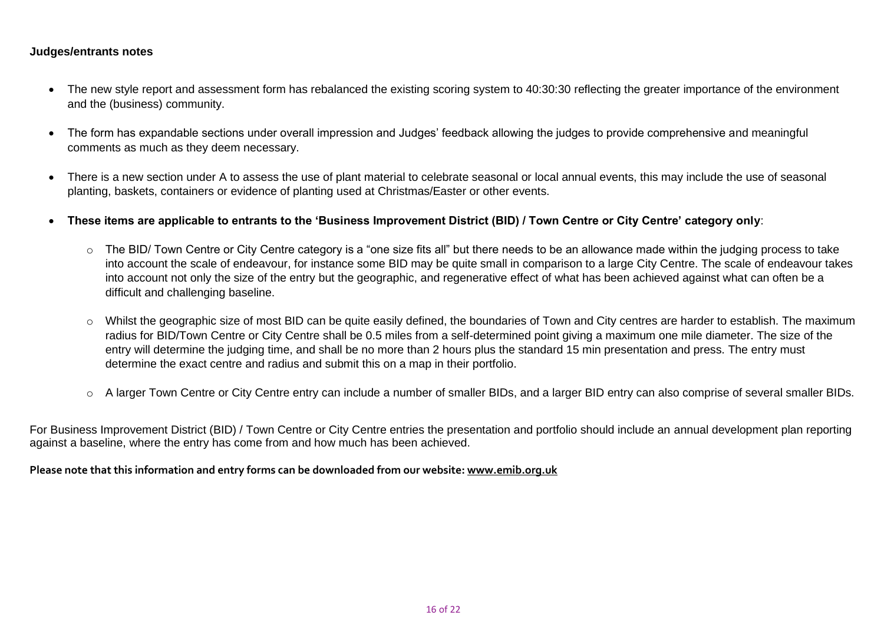**Judges/entrants notes**

- The new style report and assessment form has rebalanced the existing scoring system to 40:30:30 reflecting the greater importance of the environment and the (business) community.
- The form has expandable sections under overall impression and Judges' feedback allowing the judges to provide comprehensive and meaningful comments as much as they deem necessary.
- There is a new section under A to assess the use of plant material to celebrate seasonal or local annual events, this may include the use of seasonal planting, baskets, containers or evidence of planting used at Christmas/Easter or other events.
- **These items are applicable to entrants to the 'Business Improvement District (BID) / Town Centre or City Centre' category only**:
  - The BID/ Town Centre or City Centre category is a "one size fits all" but there needs to be an allowance made within the judging process to take into account the scale of endeavour, for instance some BID may be quite small in comparison to a large City Centre. The scale of endeavour takes into account not only the size of the entry but the geographic, and regenerative effect of what has been achieved against what can often be a difficult and challenging baseline.
  - Whilst the geographic size of most BID can be quite easily defined, the boundaries of Town and City centres are harder to establish. The maximum radius for BID/Town Centre or City Centre shall be 0.5 miles from a self-determined point giving a maximum one mile diameter. The size of the entry will determine the judging time, and shall be no more than 2 hours plus the standard 15 min presentation and press. The entry must determine the exact centre and radius and submit this on a map in their portfolio.
  - A larger Town Centre or City Centre entry can include a number of smaller BIDs, and a larger BID entry can also comprise of several smaller BIDs.

For Business Improvement District (BID) / Town Centre or City Centre entries the presentation and portfolio should include an annual development plan reporting against a baseline, where the entry has come from and how much has been achieved.

**Please note that this information and entry forms can be downloaded from our website: www.emib.org.uk**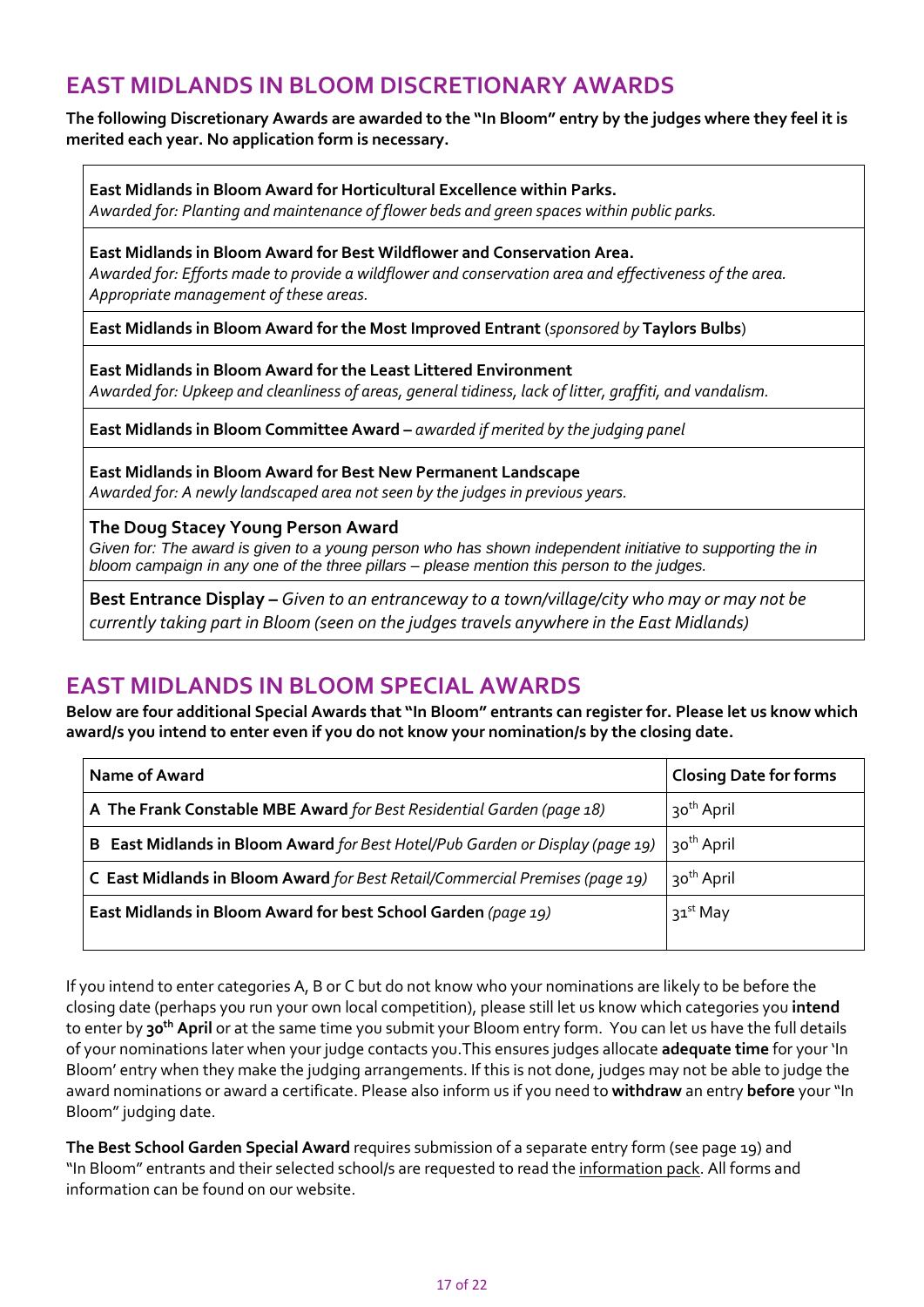## EAST MIDLANDS IN BLOOM DISCRETIONARY AWARDS

**The following Discretionary Awards are awarded to the "In Bloom" entry by the judges where they feel it is merited each year. No application form is necessary.**

**East Midlands in Bloom Award for Horticultural Excellence within Parks.**
*Awarded for: Planting and maintenance of flower beds and green spaces within public parks.*

**East Midlands in Bloom Award for Best Wildflower and Conservation Area.**
*Awarded for: Efforts made to provide a wildflower and conservation area and effectiveness of the area. Appropriate management of these areas.*

**East Midlands in Bloom Award for the Most Improved Entrant** (*sponsored by* **Taylors Bulbs**)

**East Midlands in Bloom Award for the Least Littered Environment**
*Awarded for: Upkeep and cleanliness of areas, general tidiness, lack of litter, graffiti, and vandalism.*

**East Midlands in Bloom Committee Award –** *awarded if merited by the judging panel*

**East Midlands in Bloom Award for Best New Permanent Landscape**
*Awarded for: A newly landscaped area not seen by the judges in previous years.*

**The Doug Stacey Young Person Award**
*Given for: The award is given to a young person who has shown independent initiative to supporting the in bloom campaign in any one of the three pillars – please mention this person to the judges.*

**Best Entrance Display –** *Given to an entranceway to a town/village/city who may or may not be currently taking part in Bloom (seen on the judges travels anywhere in the East Midlands)*

## EAST MIDLANDS IN BLOOM SPECIAL AWARDS

**Below are four additional Special Awards that "In Bloom" entrants can register for. Please let us know which award/s you intend to enter even if you do not know your nomination/s by the closing date.**

| Name of Award | Closing Date for forms |
|---|---|
| **A The Frank Constable MBE Award** *for Best Residential Garden (page 18)* | 30th April |
| **B East Midlands in Bloom Award** *for Best Hotel/Pub Garden or Display (page 19)* | 30th April |
| **C East Midlands in Bloom Award** *for Best Retail/Commercial Premises (page 19)* | 30th April |
| **East Midlands in Bloom Award for best School Garden** *(page 19)* | 31st May |

If you intend to enter categories A, B or C but do not know who your nominations are likely to be before the closing date (perhaps you run your own local competition), please still let us know which categories you **intend** to enter by **30th April** or at the same time you submit your Bloom entry form. You can let us have the full details of your nominations later when your judge contacts you.This ensures judges allocate **adequate time** for your 'In Bloom' entry when they make the judging arrangements. If this is not done, judges may not be able to judge the award nominations or award a certificate. Please also inform us if you need to **withdraw** an entry **before** your "In Bloom" judging date.

**The Best School Garden Special Award** requires submission of a separate entry form (see page 19) and "In Bloom" entrants and their selected school/s are requested to read the information pack. All forms and information can be found on our website.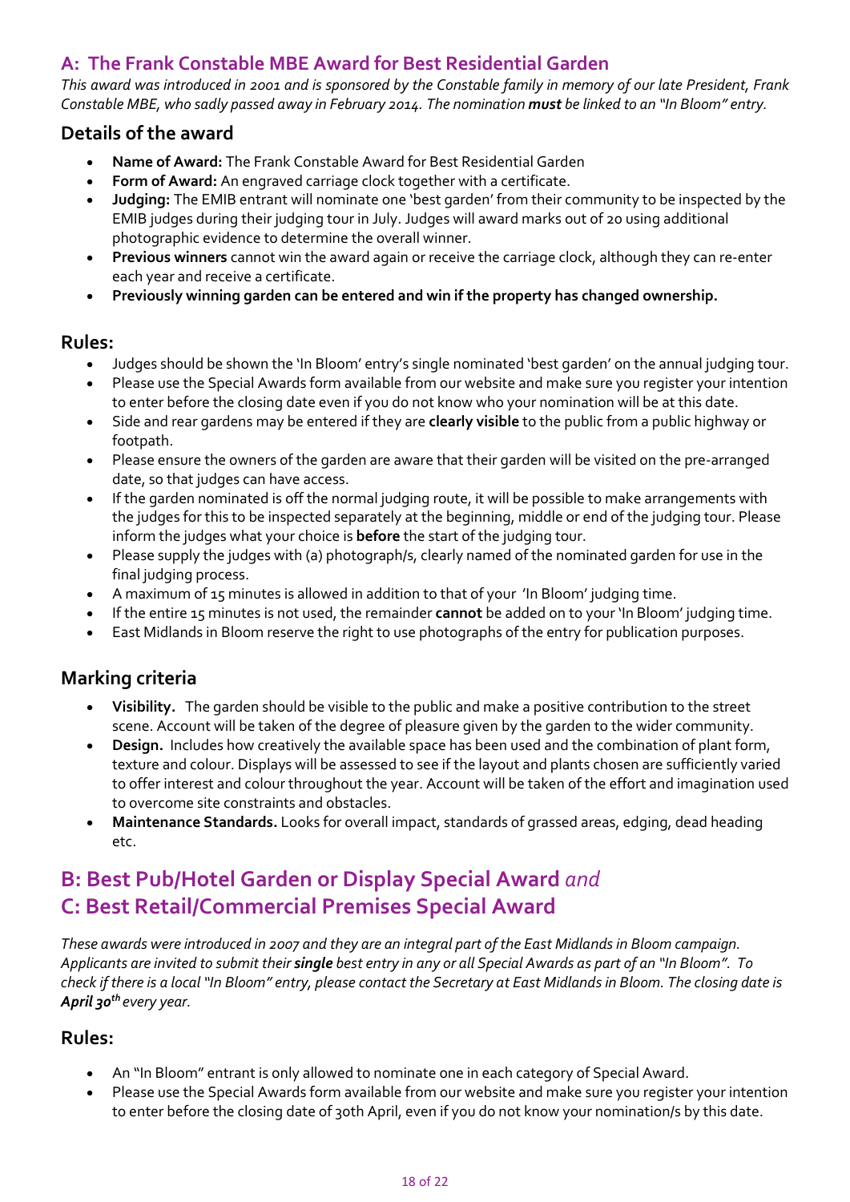## A: The Frank Constable MBE Award for Best Residential Garden

*This award was introduced in 2001 and is sponsored by the Constable family in memory of our late President, Frank Constable MBE, who sadly passed away in February 2014. The nomination **must** be linked to an "In Bloom" entry.*

### Details of the award

- **Name of Award:** The Frank Constable Award for Best Residential Garden
- **Form of Award:** An engraved carriage clock together with a certificate.
- **Judging:** The EMIB entrant will nominate one 'best garden' from their community to be inspected by the EMIB judges during their judging tour in July. Judges will award marks out of 20 using additional photographic evidence to determine the overall winner.
- **Previous winners** cannot win the award again or receive the carriage clock, although they can re-enter each year and receive a certificate.
- **Previously winning garden can be entered and win if the property has changed ownership.**

### Rules:

- Judges should be shown the 'In Bloom' entry's single nominated 'best garden' on the annual judging tour.
- Please use the Special Awards form available from our website and make sure you register your intention to enter before the closing date even if you do not know who your nomination will be at this date.
- Side and rear gardens may be entered if they are **clearly visible** to the public from a public highway or footpath.
- Please ensure the owners of the garden are aware that their garden will be visited on the pre-arranged date, so that judges can have access.
- If the garden nominated is off the normal judging route, it will be possible to make arrangements with the judges for this to be inspected separately at the beginning, middle or end of the judging tour. Please inform the judges what your choice is **before** the start of the judging tour.
- Please supply the judges with (a) photograph/s, clearly named of the nominated garden for use in the final judging process.
- A maximum of 15 minutes is allowed in addition to that of your 'In Bloom' judging time.
- If the entire 15 minutes is not used, the remainder **cannot** be added on to your 'In Bloom' judging time.
- East Midlands in Bloom reserve the right to use photographs of the entry for publication purposes.

### Marking criteria

- **Visibility.** The garden should be visible to the public and make a positive contribution to the street scene. Account will be taken of the degree of pleasure given by the garden to the wider community.
- **Design.** Includes how creatively the available space has been used and the combination of plant form, texture and colour. Displays will be assessed to see if the layout and plants chosen are sufficiently varied to offer interest and colour throughout the year. Account will be taken of the effort and imagination used to overcome site constraints and obstacles.
- **Maintenance Standards.** Looks for overall impact, standards of grassed areas, edging, dead heading etc.

## B: Best Pub/Hotel Garden or Display Special Award *and* C: Best Retail/Commercial Premises Special Award

*These awards were introduced in 2007 and they are an integral part of the East Midlands in Bloom campaign. Applicants are invited to submit their **single** best entry in any or all Special Awards as part of an "In Bloom". To check if there is a local "In Bloom" entry, please contact the Secretary at East Midlands in Bloom. The closing date is **April 30th** every year.*

### Rules:

- An "In Bloom" entrant is only allowed to nominate one in each category of Special Award.
- Please use the Special Awards form available from our website and make sure you register your intention to enter before the closing date of 30th April, even if you do not know your nomination/s by this date.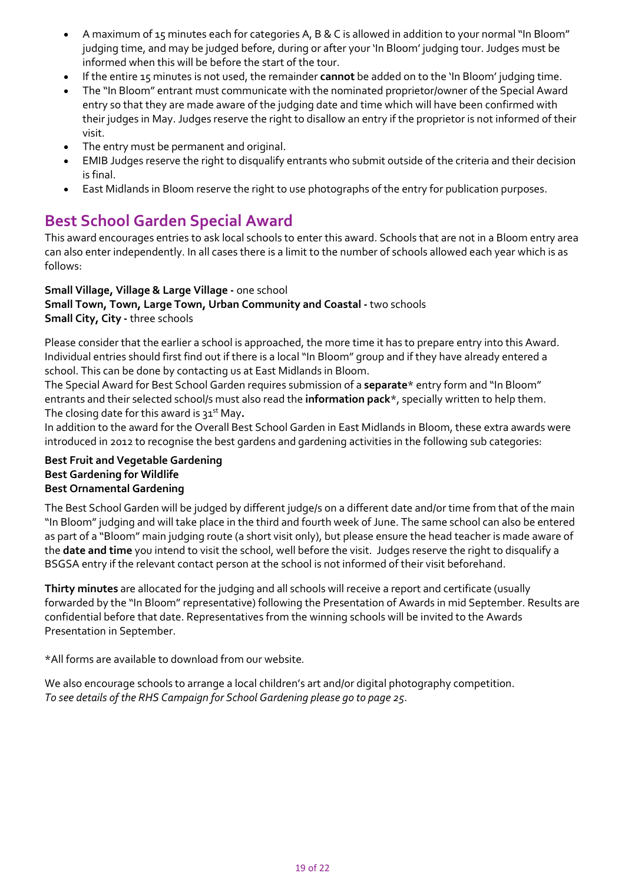- A maximum of 15 minutes each for categories A, B & C is allowed in addition to your normal "In Bloom" judging time, and may be judged before, during or after your 'In Bloom' judging tour. Judges must be informed when this will be before the start of the tour.
- If the entire 15 minutes is not used, the remainder **cannot** be added on to the 'In Bloom' judging time.
- The "In Bloom" entrant must communicate with the nominated proprietor/owner of the Special Award entry so that they are made aware of the judging date and time which will have been confirmed with their judges in May. Judges reserve the right to disallow an entry if the proprietor is not informed of their visit.
- The entry must be permanent and original.
- EMIB Judges reserve the right to disqualify entrants who submit outside of the criteria and their decision is final.
- East Midlands in Bloom reserve the right to use photographs of the entry for publication purposes.

## Best School Garden Special Award

This award encourages entries to ask local schools to enter this award. Schools that are not in a Bloom entry area can also enter independently. In all cases there is a limit to the number of schools allowed each year which is as follows:

**Small Village, Village & Large Village -** one school
**Small Town, Town, Large Town, Urban Community and Coastal -** two schools
**Small City, City -** three schools

Please consider that the earlier a school is approached, the more time it has to prepare entry into this Award. Individual entries should first find out if there is a local "In Bloom" group and if they have already entered a school. This can be done by contacting us at East Midlands in Bloom.
The Special Award for Best School Garden requires submission of a **separate*** entry form and "In Bloom" entrants and their selected school/s must also read the **information pack***, specially written to help them. The closing date for this award is 31st May**.**
In addition to the award for the Overall Best School Garden in East Midlands in Bloom, these extra awards were introduced in 2012 to recognise the best gardens and gardening activities in the following sub categories:

**Best Fruit and Vegetable Gardening**
**Best Gardening for Wildlife**
**Best Ornamental Gardening**

The Best School Garden will be judged by different judge/s on a different date and/or time from that of the main "In Bloom" judging and will take place in the third and fourth week of June. The same school can also be entered as part of a "Bloom" main judging route (a short visit only), but please ensure the head teacher is made aware of the **date and time** you intend to visit the school, well before the visit. Judges reserve the right to disqualify a BSGSA entry if the relevant contact person at the school is not informed of their visit beforehand.

**Thirty minutes** are allocated for the judging and all schools will receive a report and certificate (usually forwarded by the "In Bloom" representative) following the Presentation of Awards in mid September. Results are confidential before that date. Representatives from the winning schools will be invited to the Awards Presentation in September.

*All forms are available to download from our website.

We also encourage schools to arrange a local children's art and/or digital photography competition.
*To see details of the RHS Campaign for School Gardening please go to page 25.*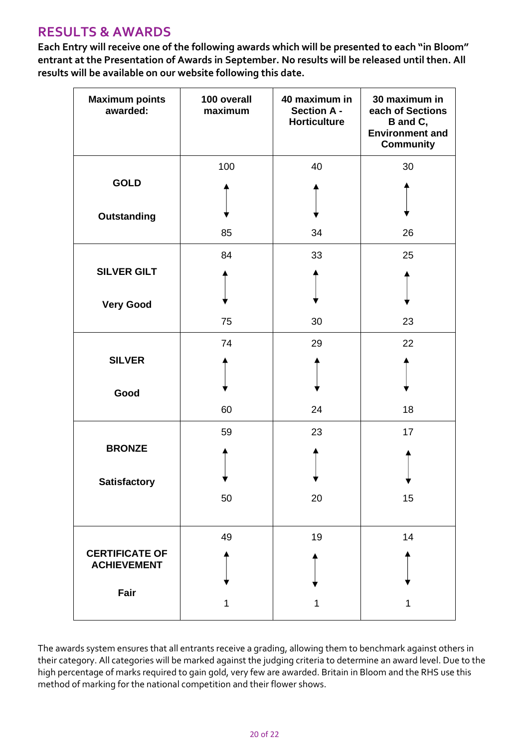## RESULTS & AWARDS

**Each Entry will receive one of the following awards which will be presented to each "in Bloom" entrant at the Presentation of Awards in September. No results will be released until then. All results will be available on our website following this date.**

| Maximum points awarded: | 100 overall maximum | 40 maximum in Section A - Horticulture | 30 maximum in each of Sections B and C, Environment and Community |
|---|---|---|---|
| **GOLD**<br><br>**Outstanding** | 100 – 85 | 40 – 34 | 30 – 26 |
| **SILVER GILT**<br><br>**Very Good** | 84 – 75 | 33 – 30 | 25 – 23 |
| **SILVER**<br><br>**Good** | 74 – 60 | 29 – 24 | 22 – 18 |
| **BRONZE**<br><br>**Satisfactory** | 59 – 50 | 23 – 20 | 17 – 15 |
| **CERTIFICATE OF ACHIEVEMENT**<br><br>**Fair** | 49 – 1 | 19 – 1 | 14 – 1 |

The awards system ensures that all entrants receive a grading, allowing them to benchmark against others in their category. All categories will be marked against the judging criteria to determine an award level. Due to the high percentage of marks required to gain gold, very few are awarded. Britain in Bloom and the RHS use this method of marking for the national competition and their flower shows.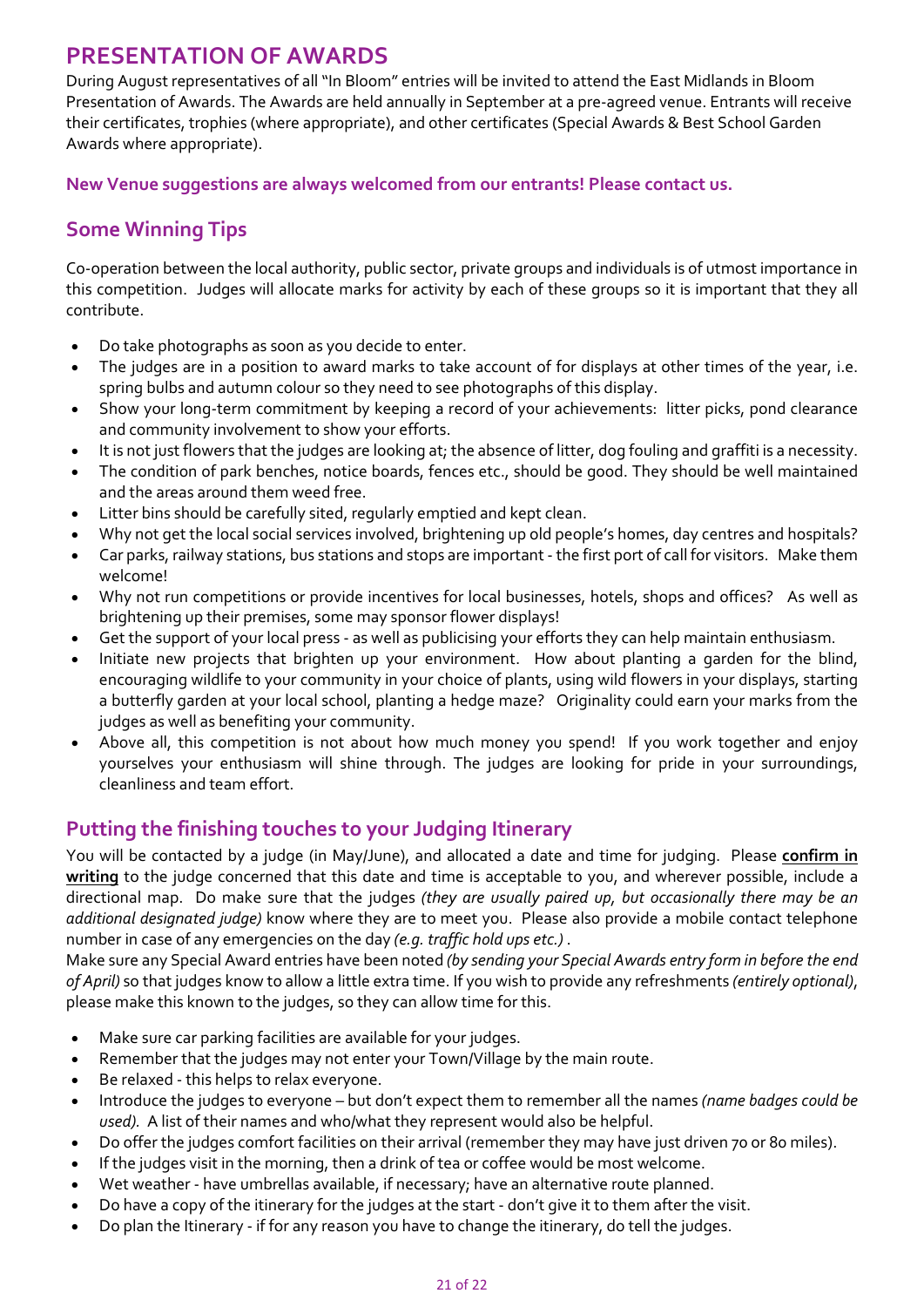## PRESENTATION OF AWARDS

During August representatives of all "In Bloom" entries will be invited to attend the East Midlands in Bloom Presentation of Awards. The Awards are held annually in September at a pre-agreed venue. Entrants will receive their certificates, trophies (where appropriate), and other certificates (Special Awards & Best School Garden Awards where appropriate).

**New Venue suggestions are always welcomed from our entrants! Please contact us.**

### Some Winning Tips

Co-operation between the local authority, public sector, private groups and individuals is of utmost importance in this competition. Judges will allocate marks for activity by each of these groups so it is important that they all contribute.

- Do take photographs as soon as you decide to enter.
- The judges are in a position to award marks to take account of for displays at other times of the year, i.e. spring bulbs and autumn colour so they need to see photographs of this display.
- Show your long-term commitment by keeping a record of your achievements: litter picks, pond clearance and community involvement to show your efforts.
- It is not just flowers that the judges are looking at; the absence of litter, dog fouling and graffiti is a necessity.
- The condition of park benches, notice boards, fences etc., should be good. They should be well maintained and the areas around them weed free.
- Litter bins should be carefully sited, regularly emptied and kept clean.
- Why not get the local social services involved, brightening up old people's homes, day centres and hospitals?
- Car parks, railway stations, bus stations and stops are important - the first port of call for visitors. Make them welcome!
- Why not run competitions or provide incentives for local businesses, hotels, shops and offices? As well as brightening up their premises, some may sponsor flower displays!
- Get the support of your local press - as well as publicising your efforts they can help maintain enthusiasm.
- Initiate new projects that brighten up your environment. How about planting a garden for the blind, encouraging wildlife to your community in your choice of plants, using wild flowers in your displays, starting a butterfly garden at your local school, planting a hedge maze? Originality could earn your marks from the judges as well as benefiting your community.
- Above all, this competition is not about how much money you spend! If you work together and enjoy yourselves your enthusiasm will shine through. The judges are looking for pride in your surroundings, cleanliness and team effort.

### Putting the finishing touches to your Judging Itinerary

You will be contacted by a judge (in May/June), and allocated a date and time for judging. Please **confirm in writing** to the judge concerned that this date and time is acceptable to you, and wherever possible, include a directional map. Do make sure that the judges *(they are usually paired up, but occasionally there may be an additional designated judge)* know where they are to meet you. Please also provide a mobile contact telephone number in case of any emergencies on the day *(e.g. traffic hold ups etc.)* .

Make sure any Special Award entries have been noted *(by sending your Special Awards entry form in before the end of April)* so that judges know to allow a little extra time. If you wish to provide any refreshments *(entirely optional)*, please make this known to the judges, so they can allow time for this.

- Make sure car parking facilities are available for your judges.
- Remember that the judges may not enter your Town/Village by the main route.
- Be relaxed - this helps to relax everyone.
- Introduce the judges to everyone – but don't expect them to remember all the names *(name badges could be used).* A list of their names and who/what they represent would also be helpful.
- Do offer the judges comfort facilities on their arrival (remember they may have just driven 70 or 80 miles).
- If the judges visit in the morning, then a drink of tea or coffee would be most welcome.
- Wet weather - have umbrellas available, if necessary; have an alternative route planned.
- Do have a copy of the itinerary for the judges at the start - don't give it to them after the visit.
- Do plan the Itinerary - if for any reason you have to change the itinerary, do tell the judges.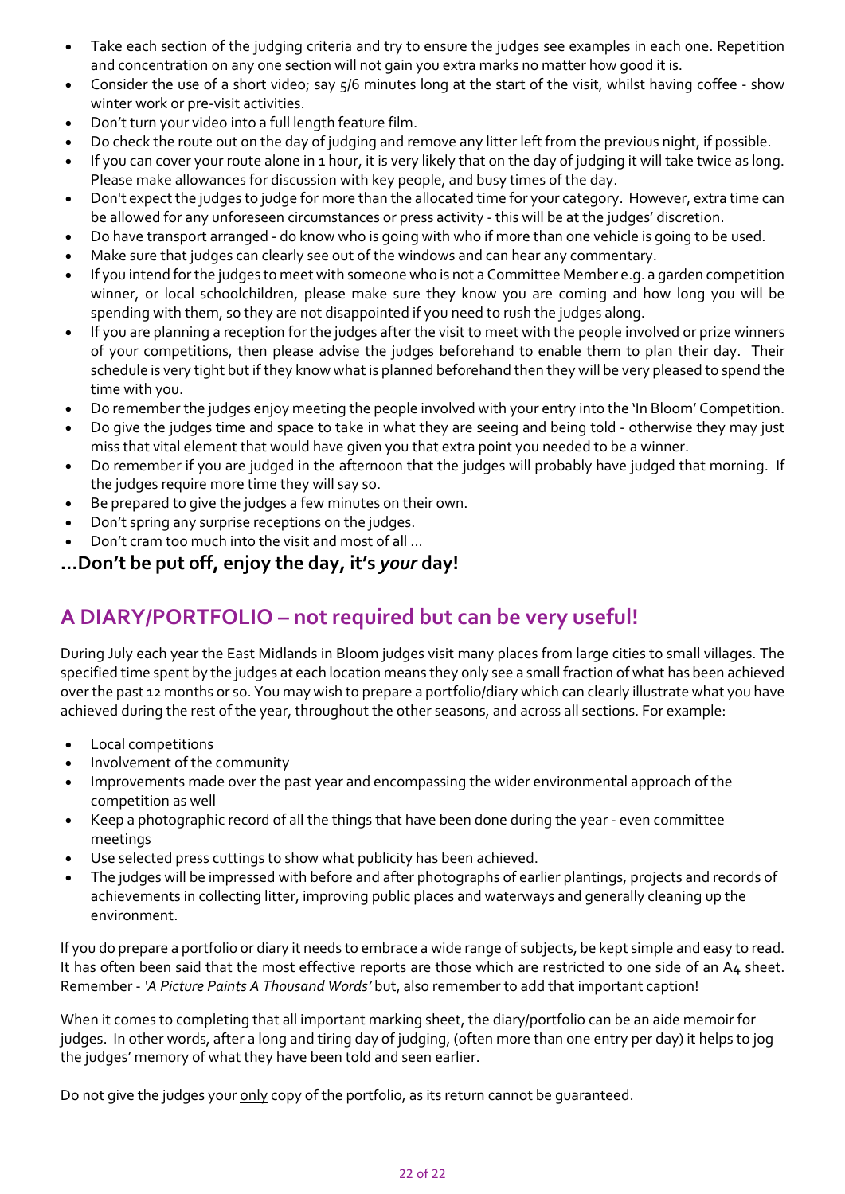- Take each section of the judging criteria and try to ensure the judges see examples in each one. Repetition and concentration on any one section will not gain you extra marks no matter how good it is.
- Consider the use of a short video; say 5/6 minutes long at the start of the visit, whilst having coffee - show winter work or pre-visit activities.
- Don't turn your video into a full length feature film.
- Do check the route out on the day of judging and remove any litter left from the previous night, if possible.
- If you can cover your route alone in 1 hour, it is very likely that on the day of judging it will take twice as long. Please make allowances for discussion with key people, and busy times of the day.
- Don't expect the judges to judge for more than the allocated time for your category. However, extra time can be allowed for any unforeseen circumstances or press activity - this will be at the judges' discretion.
- Do have transport arranged - do know who is going with who if more than one vehicle is going to be used.
- Make sure that judges can clearly see out of the windows and can hear any commentary.
- If you intend for the judges to meet with someone who is not a Committee Member e.g. a garden competition winner, or local schoolchildren, please make sure they know you are coming and how long you will be spending with them, so they are not disappointed if you need to rush the judges along.
- If you are planning a reception for the judges after the visit to meet with the people involved or prize winners of your competitions, then please advise the judges beforehand to enable them to plan their day. Their schedule is very tight but if they know what is planned beforehand then they will be very pleased to spend the time with you.
- Do remember the judges enjoy meeting the people involved with your entry into the 'In Bloom' Competition.
- Do give the judges time and space to take in what they are seeing and being told - otherwise they may just miss that vital element that would have given you that extra point you needed to be a winner.
- Do remember if you are judged in the afternoon that the judges will probably have judged that morning. If the judges require more time they will say so.
- Be prepared to give the judges a few minutes on their own.
- Don't spring any surprise receptions on the judges.
- Don't cram too much into the visit and most of all ...

**...Don't be put off, enjoy the day, it's *your* day!**

## A DIARY/PORTFOLIO – not required but can be very useful!

During July each year the East Midlands in Bloom judges visit many places from large cities to small villages. The specified time spent by the judges at each location means they only see a small fraction of what has been achieved over the past 12 months or so. You may wish to prepare a portfolio/diary which can clearly illustrate what you have achieved during the rest of the year, throughout the other seasons, and across all sections. For example:

- Local competitions
- Involvement of the community
- Improvements made over the past year and encompassing the wider environmental approach of the competition as well
- Keep a photographic record of all the things that have been done during the year - even committee meetings
- Use selected press cuttings to show what publicity has been achieved.
- The judges will be impressed with before and after photographs of earlier plantings, projects and records of achievements in collecting litter, improving public places and waterways and generally cleaning up the environment.

If you do prepare a portfolio or diary it needs to embrace a wide range of subjects, be kept simple and easy to read. It has often been said that the most effective reports are those which are restricted to one side of an A4 sheet. Remember - *'A Picture Paints A Thousand Words'* but, also remember to add that important caption!

When it comes to completing that all important marking sheet, the diary/portfolio can be an aide memoir for judges. In other words, after a long and tiring day of judging, (often more than one entry per day) it helps to jog the judges' memory of what they have been told and seen earlier.

Do not give the judges your <u>only</u> copy of the portfolio, as its return cannot be guaranteed.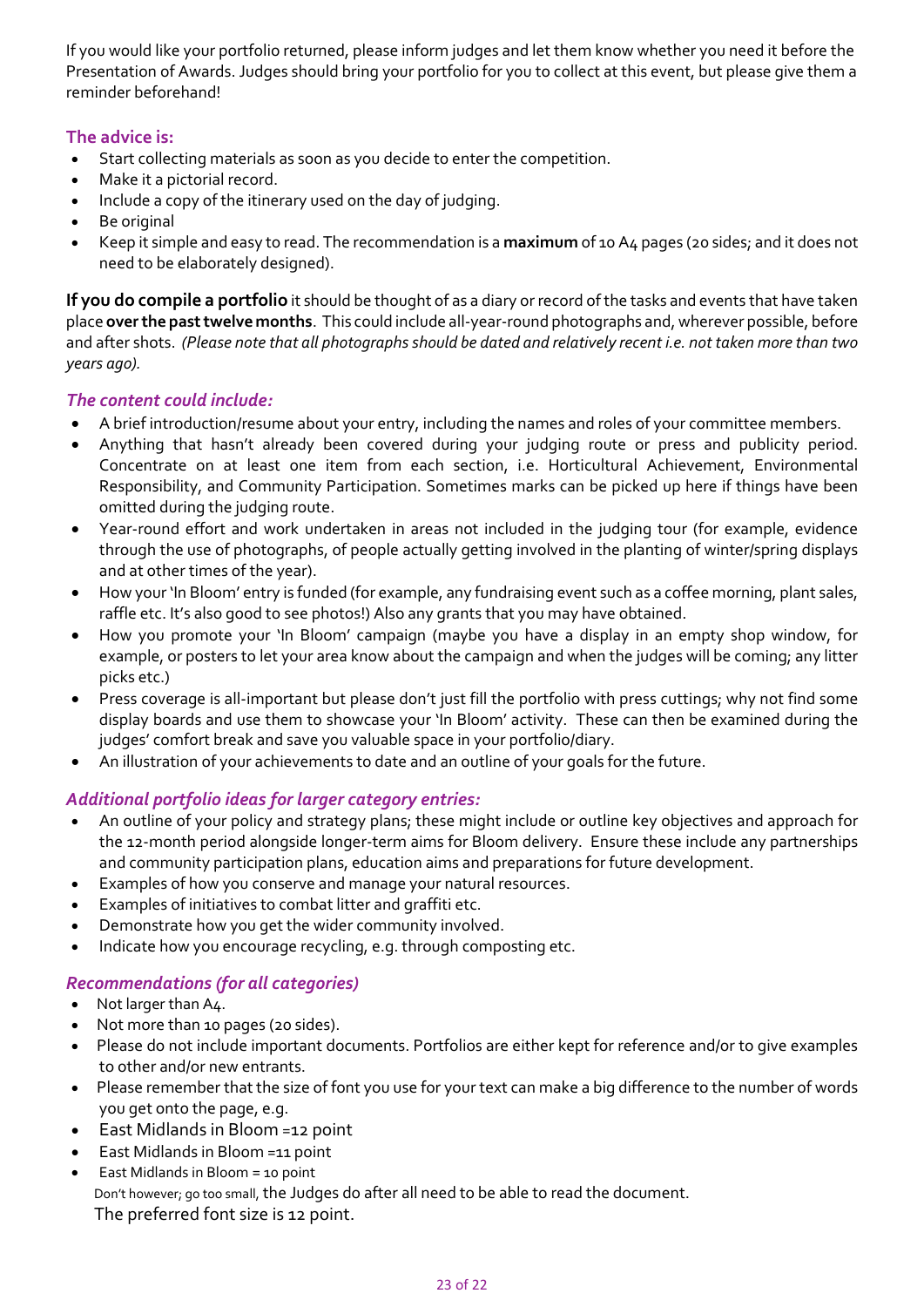If you would like your portfolio returned, please inform judges and let them know whether you need it before the Presentation of Awards. Judges should bring your portfolio for you to collect at this event, but please give them a reminder beforehand!

### The advice is:

- Start collecting materials as soon as you decide to enter the competition.
- Make it a pictorial record.
- Include a copy of the itinerary used on the day of judging.
- Be original
- Keep it simple and easy to read. The recommendation is a **maximum** of 10 A4 pages (20 sides; and it does not need to be elaborately designed).

**If you do compile a portfolio** it should be thought of as a diary or record of the tasks and events that have taken place **over the past twelve months**. This could include all-year-round photographs and, wherever possible, before and after shots. *(Please note that all photographs should be dated and relatively recent i.e. not taken more than two years ago).*

### *The content could include:*

- A brief introduction/resume about your entry, including the names and roles of your committee members.
- Anything that hasn't already been covered during your judging route or press and publicity period. Concentrate on at least one item from each section, i.e. Horticultural Achievement, Environmental Responsibility, and Community Participation. Sometimes marks can be picked up here if things have been omitted during the judging route.
- Year-round effort and work undertaken in areas not included in the judging tour (for example, evidence through the use of photographs, of people actually getting involved in the planting of winter/spring displays and at other times of the year).
- How your 'In Bloom' entry is funded (for example, any fundraising event such as a coffee morning, plant sales, raffle etc. It's also good to see photos!) Also any grants that you may have obtained.
- How you promote your 'In Bloom' campaign (maybe you have a display in an empty shop window, for example, or posters to let your area know about the campaign and when the judges will be coming; any litter picks etc.)
- Press coverage is all-important but please don't just fill the portfolio with press cuttings; why not find some display boards and use them to showcase your 'In Bloom' activity. These can then be examined during the judges' comfort break and save you valuable space in your portfolio/diary.
- An illustration of your achievements to date and an outline of your goals for the future.

### *Additional portfolio ideas for larger category entries:*

- An outline of your policy and strategy plans; these might include or outline key objectives and approach for the 12-month period alongside longer-term aims for Bloom delivery. Ensure these include any partnerships and community participation plans, education aims and preparations for future development.
- Examples of how you conserve and manage your natural resources.
- Examples of initiatives to combat litter and graffiti etc.
- Demonstrate how you get the wider community involved.
- Indicate how you encourage recycling, e.g. through composting etc.

### *Recommendations (for all categories)*

- Not larger than A4.
- Not more than 10 pages (20 sides).
- Please do not include important documents. Portfolios are either kept for reference and/or to give examples to other and/or new entrants.
- Please remember that the size of font you use for your text can make a big difference to the number of words you get onto the page, e.g.
- East Midlands in Bloom =12 point
- East Midlands in Bloom =11 point
- East Midlands in Bloom = 10 point

Don't however; go too small, the Judges do after all need to be able to read the document.
The preferred font size is 12 point.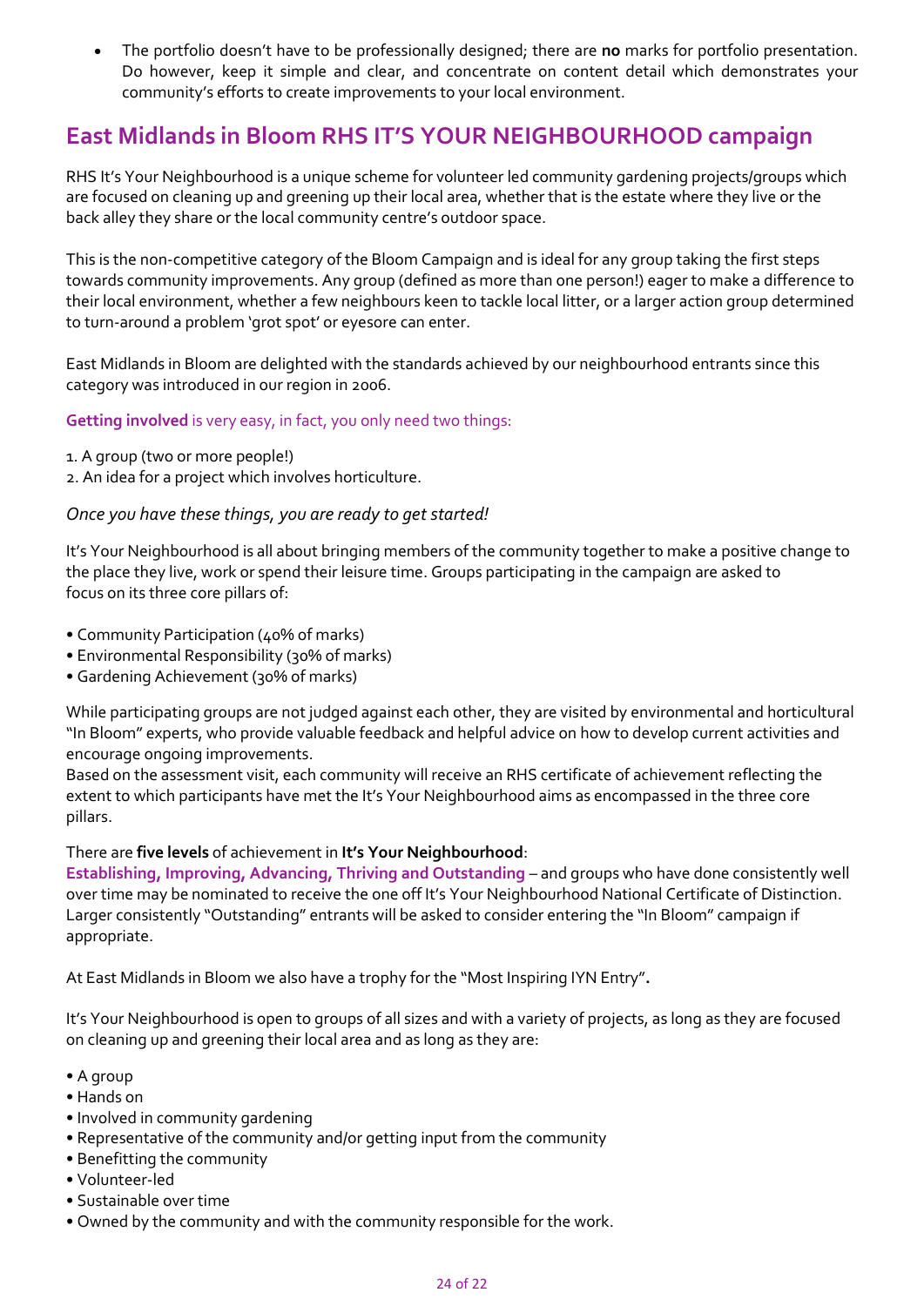- The portfolio doesn't have to be professionally designed; there are **no** marks for portfolio presentation. Do however, keep it simple and clear, and concentrate on content detail which demonstrates your community's efforts to create improvements to your local environment.

## East Midlands in Bloom RHS IT'S YOUR NEIGHBOURHOOD campaign

RHS It's Your Neighbourhood is a unique scheme for volunteer led community gardening projects/groups which are focused on cleaning up and greening up their local area, whether that is the estate where they live or the back alley they share or the local community centre's outdoor space.

This is the non-competitive category of the Bloom Campaign and is ideal for any group taking the first steps towards community improvements. Any group (defined as more than one person!) eager to make a difference to their local environment, whether a few neighbours keen to tackle local litter, or a larger action group determined to turn-around a problem 'grot spot' or eyesore can enter.

East Midlands in Bloom are delighted with the standards achieved by our neighbourhood entrants since this category was introduced in our region in 2006.

**Getting involved** is very easy, in fact, you only need two things:

1. A group (two or more people!)
2. An idea for a project which involves horticulture.

*Once you have these things, you are ready to get started!*

It's Your Neighbourhood is all about bringing members of the community together to make a positive change to the place they live, work or spend their leisure time. Groups participating in the campaign are asked to focus on its three core pillars of:

- Community Participation (40% of marks)
- Environmental Responsibility (30% of marks)
- Gardening Achievement (30% of marks)

While participating groups are not judged against each other, they are visited by environmental and horticultural "In Bloom" experts, who provide valuable feedback and helpful advice on how to develop current activities and encourage ongoing improvements.
Based on the assessment visit, each community will receive an RHS certificate of achievement reflecting the extent to which participants have met the It's Your Neighbourhood aims as encompassed in the three core pillars.

There are **five levels** of achievement in **It's Your Neighbourhood**:
**Establishing, Improving, Advancing, Thriving and Outstanding** – and groups who have done consistently well over time may be nominated to receive the one off It's Your Neighbourhood National Certificate of Distinction. Larger consistently "Outstanding" entrants will be asked to consider entering the "In Bloom" campaign if appropriate.

At East Midlands in Bloom we also have a trophy for the "Most Inspiring IYN Entry".

It's Your Neighbourhood is open to groups of all sizes and with a variety of projects, as long as they are focused on cleaning up and greening their local area and as long as they are:

- A group
- Hands on
- Involved in community gardening
- Representative of the community and/or getting input from the community
- Benefitting the community
- Volunteer-led
- Sustainable over time
- Owned by the community and with the community responsible for the work.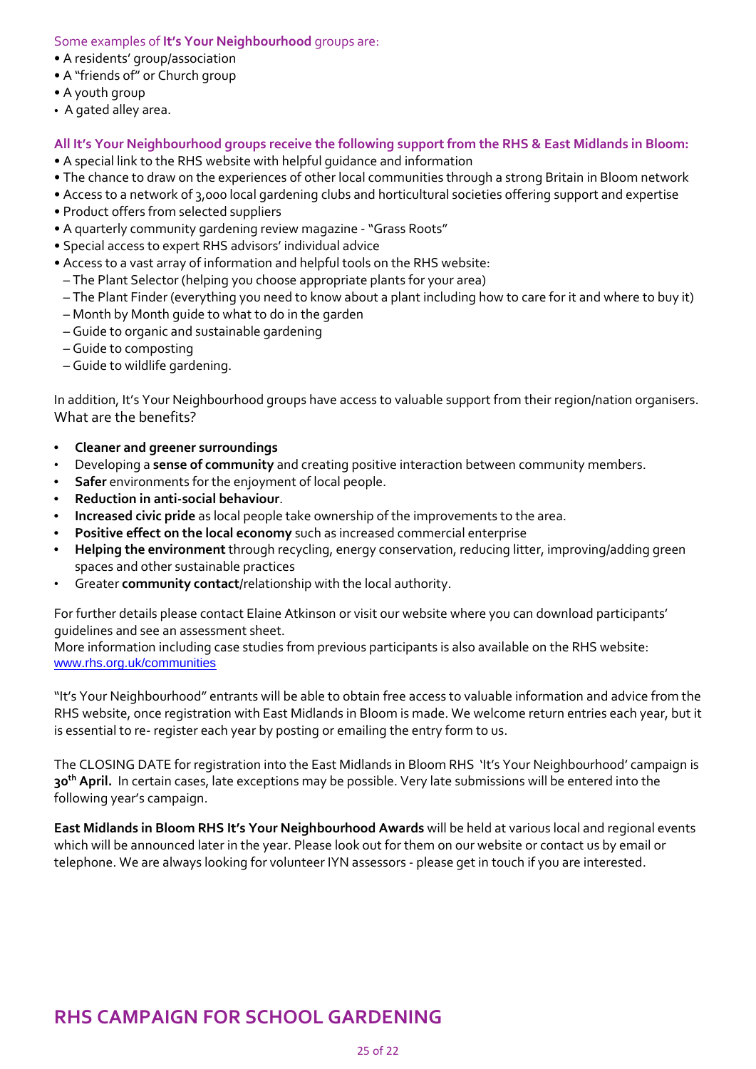Some examples of **It's Your Neighbourhood** groups are:

- A residents' group/association
- A "friends of" or Church group
- A youth group
- A gated alley area.

**All It's Your Neighbourhood groups receive the following support from the RHS & East Midlands in Bloom:**

- A special link to the RHS website with helpful guidance and information
- The chance to draw on the experiences of other local communities through a strong Britain in Bloom network
- Access to a network of 3,000 local gardening clubs and horticultural societies offering support and expertise
- Product offers from selected suppliers
- A quarterly community gardening review magazine - "Grass Roots"
- Special access to expert RHS advisors' individual advice
- Access to a vast array of information and helpful tools on the RHS website:
  - The Plant Selector (helping you choose appropriate plants for your area)
  - The Plant Finder (everything you need to know about a plant including how to care for it and where to buy it)
  - Month by Month guide to what to do in the garden
  - Guide to organic and sustainable gardening
  - Guide to composting
  - Guide to wildlife gardening.

In addition, It's Your Neighbourhood groups have access to valuable support from their region/nation organisers.

What are the benefits?

- **Cleaner and greener surroundings**
- Developing a **sense of community** and creating positive interaction between community members.
- **Safer** environments for the enjoyment of local people.
- **Reduction in anti-social behaviour**.
- **Increased civic pride** as local people take ownership of the improvements to the area.
- **Positive effect on the local economy** such as increased commercial enterprise
- **Helping the environment** through recycling, energy conservation, reducing litter, improving/adding green spaces and other sustainable practices
- Greater **community contact**/relationship with the local authority.

For further details please contact Elaine Atkinson or visit our website where you can download participants' guidelines and see an assessment sheet.
More information including case studies from previous participants is also available on the RHS website: www.rhs.org.uk/communities

"It's Your Neighbourhood" entrants will be able to obtain free access to valuable information and advice from the RHS website, once registration with East Midlands in Bloom is made. We welcome return entries each year, but it is essential to re- register each year by posting or emailing the entry form to us.

The CLOSING DATE for registration into the East Midlands in Bloom RHS 'It's Your Neighbourhood' campaign is **30th April.** In certain cases, late exceptions may be possible. Very late submissions will be entered into the following year's campaign.

**East Midlands in Bloom RHS It's Your Neighbourhood Awards** will be held at various local and regional events which will be announced later in the year. Please look out for them on our website or contact us by email or telephone. We are always looking for volunteer IYN assessors - please get in touch if you are interested.

## RHS CAMPAIGN FOR SCHOOL GARDENING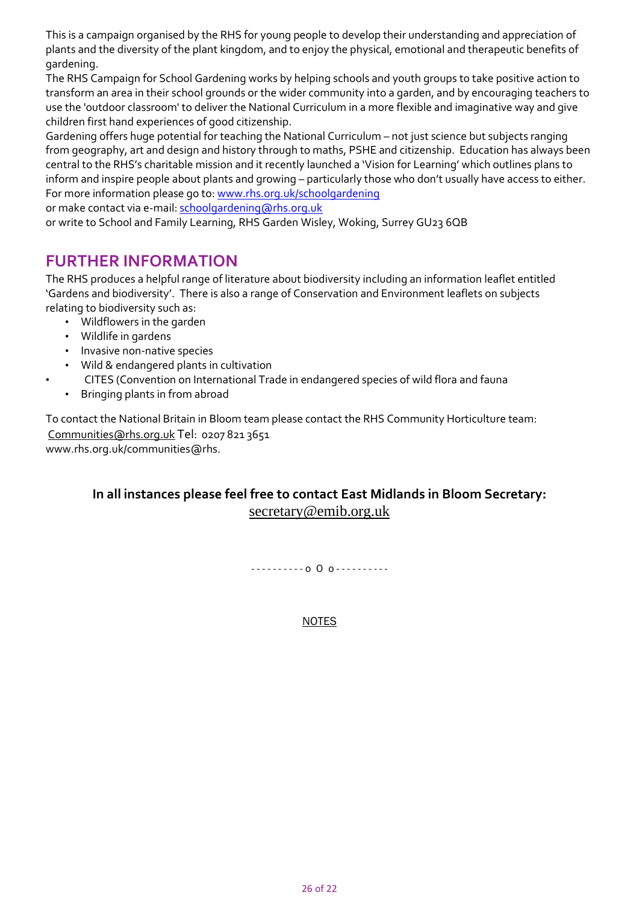This is a campaign organised by the RHS for young people to develop their understanding and appreciation of plants and the diversity of the plant kingdom, and to enjoy the physical, emotional and therapeutic benefits of gardening.

The RHS Campaign for School Gardening works by helping schools and youth groups to take positive action to transform an area in their school grounds or the wider community into a garden, and by encouraging teachers to use the 'outdoor classroom' to deliver the National Curriculum in a more flexible and imaginative way and give children first hand experiences of good citizenship.

Gardening offers huge potential for teaching the National Curriculum – not just science but subjects ranging from geography, art and design and history through to maths, PSHE and citizenship. Education has always been central to the RHS's charitable mission and it recently launched a 'Vision for Learning' which outlines plans to inform and inspire people about plants and growing – particularly those who don't usually have access to either.

For more information please go to: www.rhs.org.uk/schoolgardening

or make contact via e-mail: schoolgardening@rhs.org.uk

or write to School and Family Learning, RHS Garden Wisley, Woking, Surrey GU23 6QB

## FURTHER INFORMATION

The RHS produces a helpful range of literature about biodiversity including an information leaflet entitled 'Gardens and biodiversity'. There is also a range of Conservation and Environment leaflets on subjects relating to biodiversity such as:

- Wildflowers in the garden
- Wildlife in gardens
- Invasive non-native species
- Wild & endangered plants in cultivation
- CITES (Convention on International Trade in endangered species of wild flora and fauna
- Bringing plants in from abroad

To contact the National Britain in Bloom team please contact the RHS Community Horticulture team:
Communities@rhs.org.uk Tel: 0207 821 3651
www.rhs.org.uk/communities@rhs.

**In all instances please feel free to contact East Midlands in Bloom Secretary:**
secretary@emib.org.uk

---------- o O o ----------

NOTES